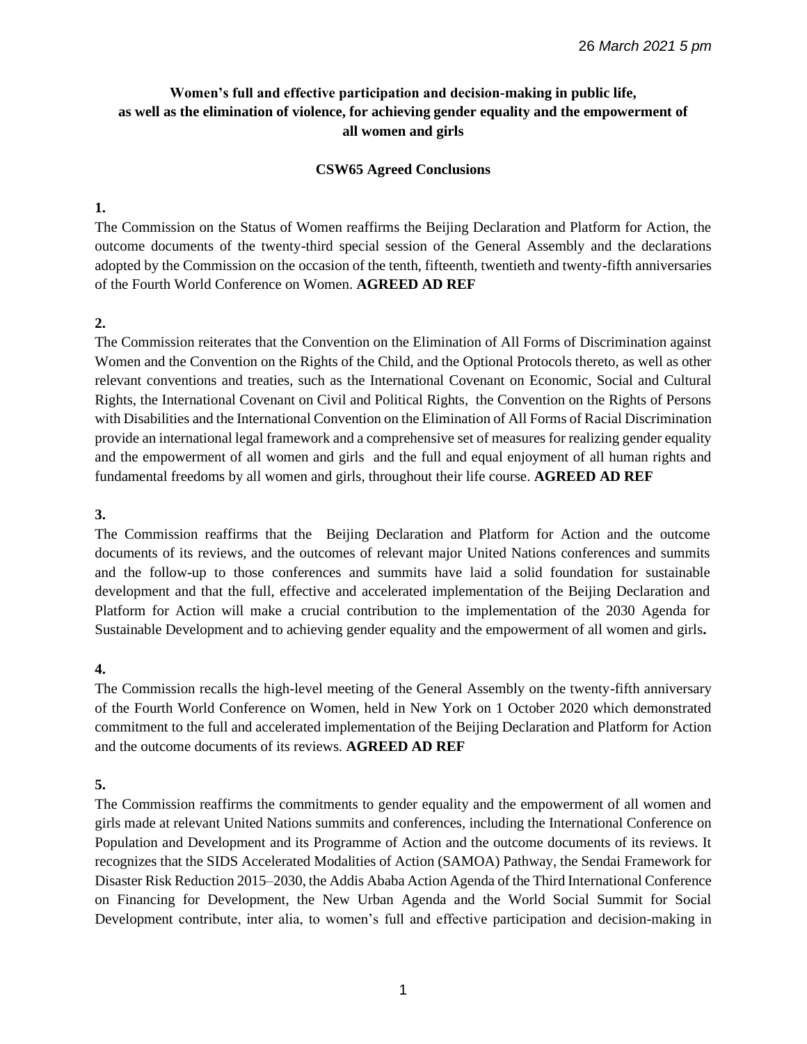*26 March 2021 5 pm*

**Women's full and effective participation and decision-making in public life, as well as the elimination of violence, for achieving gender equality and the empowerment of all women and girls**

**CSW65 Agreed Conclusions**

**1.**

The Commission on the Status of Women reaffirms the Beijing Declaration and Platform for Action, the outcome documents of the twenty-third special session of the General Assembly and the declarations adopted by the Commission on the occasion of the tenth, fifteenth, twentieth and twenty-fifth anniversaries of the Fourth World Conference on Women. **AGREED AD REF**

**2.**

The Commission reiterates that the Convention on the Elimination of All Forms of Discrimination against Women and the Convention on the Rights of the Child, and the Optional Protocols thereto, as well as other relevant conventions and treaties, such as the International Covenant on Economic, Social and Cultural Rights, the International Covenant on Civil and Political Rights, the Convention on the Rights of Persons with Disabilities and the International Convention on the Elimination of All Forms of Racial Discrimination provide an international legal framework and a comprehensive set of measures for realizing gender equality and the empowerment of all women and girls and the full and equal enjoyment of all human rights and fundamental freedoms by all women and girls, throughout their life course. **AGREED AD REF**

**3.**

The Commission reaffirms that the Beijing Declaration and Platform for Action and the outcome documents of its reviews, and the outcomes of relevant major United Nations conferences and summits and the follow-up to those conferences and summits have laid a solid foundation for sustainable development and that the full, effective and accelerated implementation of the Beijing Declaration and Platform for Action will make a crucial contribution to the implementation of the 2030 Agenda for Sustainable Development and to achieving gender equality and the empowerment of all women and girls**.**

**4.**

The Commission recalls the high-level meeting of the General Assembly on the twenty-fifth anniversary of the Fourth World Conference on Women, held in New York on 1 October 2020 which demonstrated commitment to the full and accelerated implementation of the Beijing Declaration and Platform for Action and the outcome documents of its reviews. **AGREED AD REF**

**5.**

The Commission reaffirms the commitments to gender equality and the empowerment of all women and girls made at relevant United Nations summits and conferences, including the International Conference on Population and Development and its Programme of Action and the outcome documents of its reviews. It recognizes that the SIDS Accelerated Modalities of Action (SAMOA) Pathway, the Sendai Framework for Disaster Risk Reduction 2015–2030, the Addis Ababa Action Agenda of the Third International Conference on Financing for Development, the New Urban Agenda and the World Social Summit for Social Development contribute, inter alia, to women's full and effective participation and decision-making in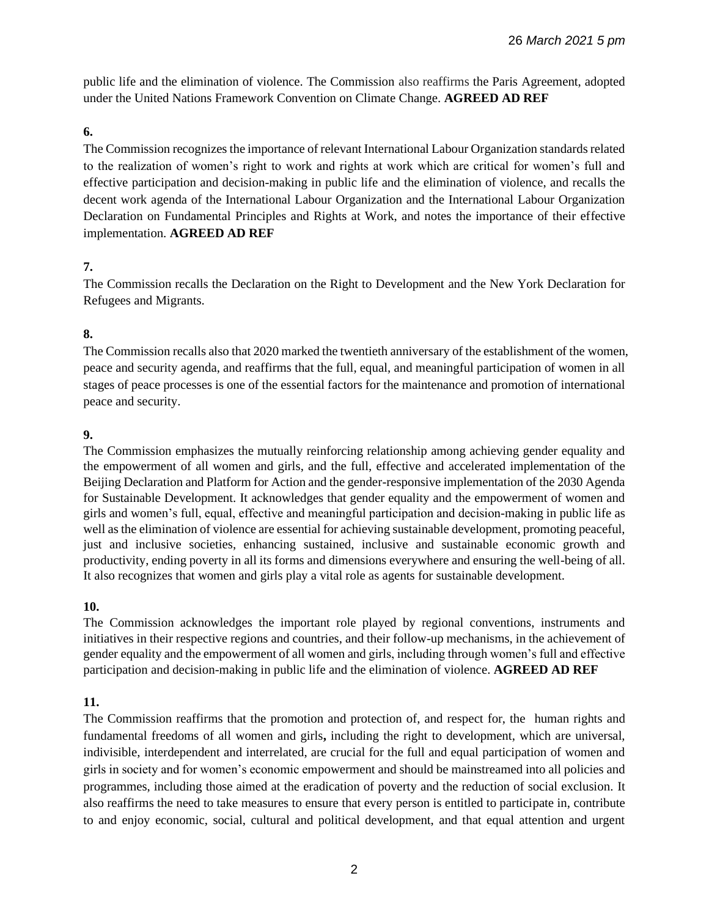public life and the elimination of violence. The Commission also reaffirms the Paris Agreement, adopted under the United Nations Framework Convention on Climate Change. **AGREED AD REF**

**6.**

The Commission recognizes the importance of relevant International Labour Organization standards related to the realization of women's right to work and rights at work which are critical for women's full and effective participation and decision-making in public life and the elimination of violence, and recalls the decent work agenda of the International Labour Organization and the International Labour Organization Declaration on Fundamental Principles and Rights at Work, and notes the importance of their effective implementation. **AGREED AD REF**

**7.**

The Commission recalls the Declaration on the Right to Development and the New York Declaration for Refugees and Migrants.

**8.**

The Commission recalls also that 2020 marked the twentieth anniversary of the establishment of the women, peace and security agenda, and reaffirms that the full, equal, and meaningful participation of women in all stages of peace processes is one of the essential factors for the maintenance and promotion of international peace and security.

**9.**

The Commission emphasizes the mutually reinforcing relationship among achieving gender equality and the empowerment of all women and girls, and the full, effective and accelerated implementation of the Beijing Declaration and Platform for Action and the gender-responsive implementation of the 2030 Agenda for Sustainable Development. It acknowledges that gender equality and the empowerment of women and girls and women's full, equal, effective and meaningful participation and decision-making in public life as well as the elimination of violence are essential for achieving sustainable development, promoting peaceful, just and inclusive societies, enhancing sustained, inclusive and sustainable economic growth and productivity, ending poverty in all its forms and dimensions everywhere and ensuring the well-being of all. It also recognizes that women and girls play a vital role as agents for sustainable development.

**10.**

The Commission acknowledges the important role played by regional conventions, instruments and initiatives in their respective regions and countries, and their follow-up mechanisms, in the achievement of gender equality and the empowerment of all women and girls, including through women's full and effective participation and decision-making in public life and the elimination of violence. **AGREED AD REF**

**11.**

The Commission reaffirms that the promotion and protection of, and respect for, the human rights and fundamental freedoms of all women and girls**,** including the right to development, which are universal, indivisible, interdependent and interrelated, are crucial for the full and equal participation of women and girls in society and for women's economic empowerment and should be mainstreamed into all policies and programmes, including those aimed at the eradication of poverty and the reduction of social exclusion. It also reaffirms the need to take measures to ensure that every person is entitled to participate in, contribute to and enjoy economic, social, cultural and political development, and that equal attention and urgent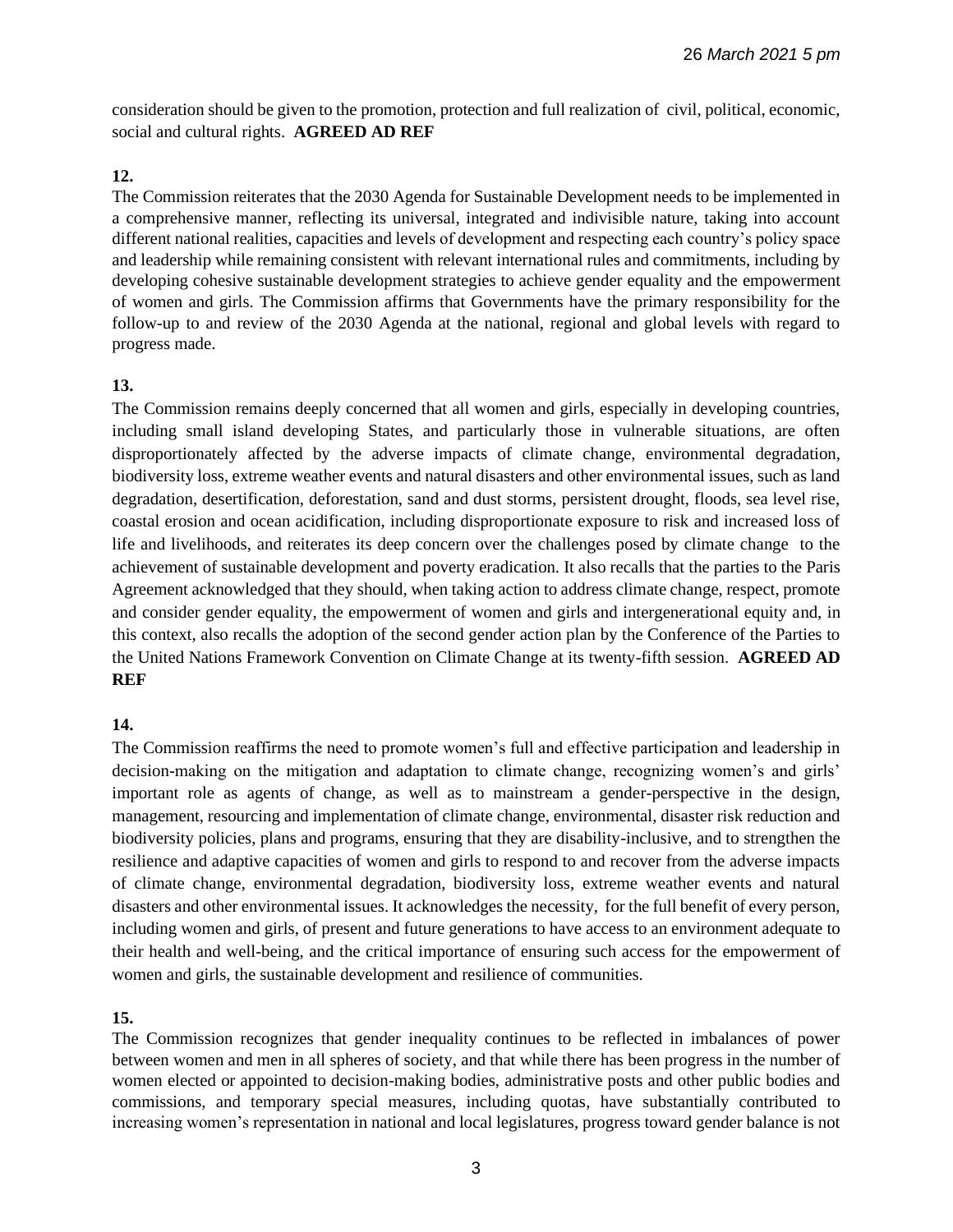consideration should be given to the promotion, protection and full realization of civil, political, economic, social and cultural rights. **AGREED AD REF**

**12.**

The Commission reiterates that the 2030 Agenda for Sustainable Development needs to be implemented in a comprehensive manner, reflecting its universal, integrated and indivisible nature, taking into account different national realities, capacities and levels of development and respecting each country's policy space and leadership while remaining consistent with relevant international rules and commitments, including by developing cohesive sustainable development strategies to achieve gender equality and the empowerment of women and girls. The Commission affirms that Governments have the primary responsibility for the follow-up to and review of the 2030 Agenda at the national, regional and global levels with regard to progress made.

**13.**

The Commission remains deeply concerned that all women and girls, especially in developing countries, including small island developing States, and particularly those in vulnerable situations, are often disproportionately affected by the adverse impacts of climate change, environmental degradation, biodiversity loss, extreme weather events and natural disasters and other environmental issues, such as land degradation, desertification, deforestation, sand and dust storms, persistent drought, floods, sea level rise, coastal erosion and ocean acidification, including disproportionate exposure to risk and increased loss of life and livelihoods, and reiterates its deep concern over the challenges posed by climate change to the achievement of sustainable development and poverty eradication. It also recalls that the parties to the Paris Agreement acknowledged that they should, when taking action to address climate change, respect, promote and consider gender equality, the empowerment of women and girls and intergenerational equity and, in this context, also recalls the adoption of the second gender action plan by the Conference of the Parties to the United Nations Framework Convention on Climate Change at its twenty-fifth session. **AGREED AD REF**

**14.**

The Commission reaffirms the need to promote women's full and effective participation and leadership in decision-making on the mitigation and adaptation to climate change, recognizing women's and girls' important role as agents of change, as well as to mainstream a gender-perspective in the design, management, resourcing and implementation of climate change, environmental, disaster risk reduction and biodiversity policies, plans and programs, ensuring that they are disability-inclusive, and to strengthen the resilience and adaptive capacities of women and girls to respond to and recover from the adverse impacts of climate change, environmental degradation, biodiversity loss, extreme weather events and natural disasters and other environmental issues. It acknowledges the necessity, for the full benefit of every person, including women and girls, of present and future generations to have access to an environment adequate to their health and well-being, and the critical importance of ensuring such access for the empowerment of women and girls, the sustainable development and resilience of communities.

**15.**

The Commission recognizes that gender inequality continues to be reflected in imbalances of power between women and men in all spheres of society, and that while there has been progress in the number of women elected or appointed to decision-making bodies, administrative posts and other public bodies and commissions, and temporary special measures, including quotas, have substantially contributed to increasing women's representation in national and local legislatures, progress toward gender balance is not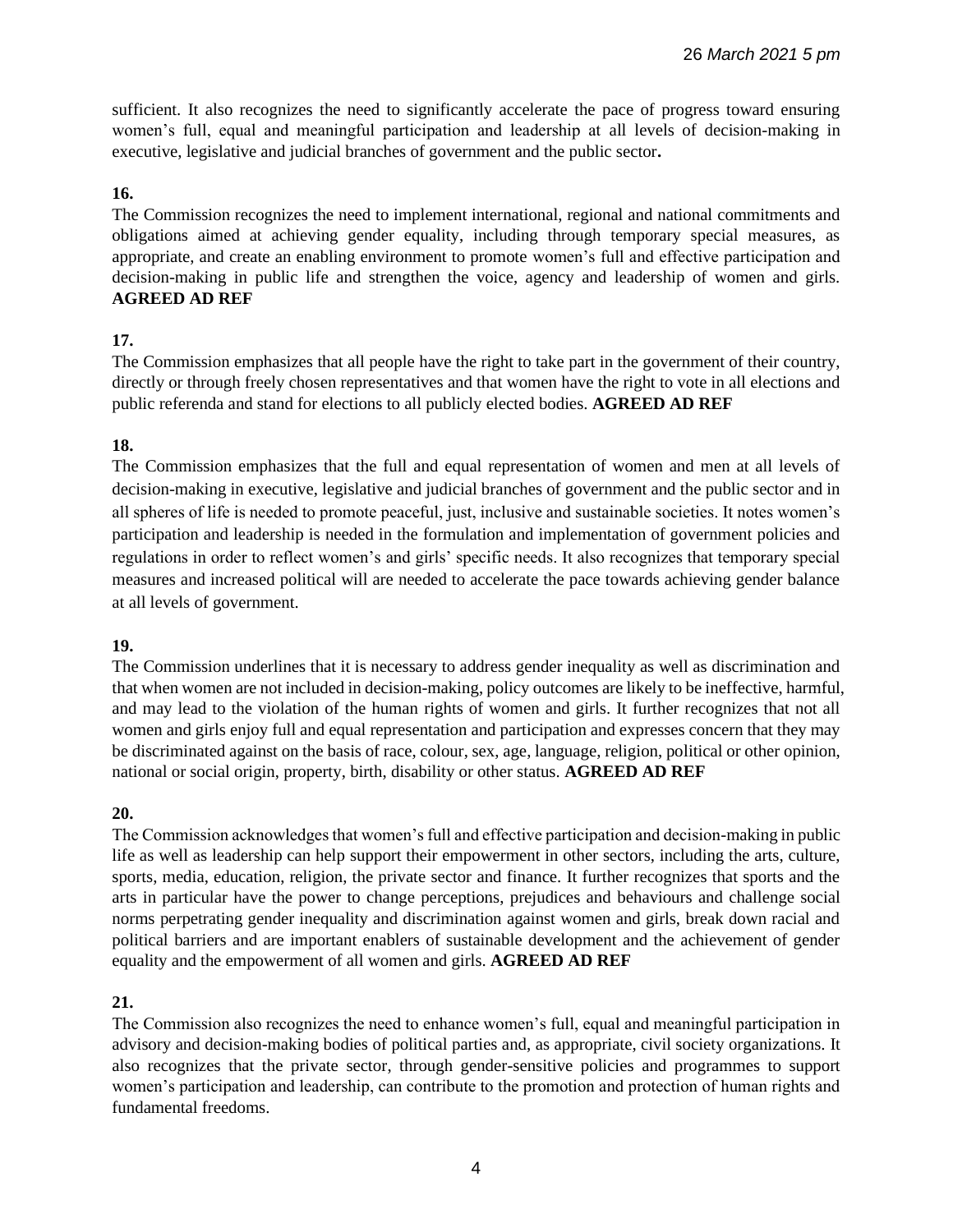sufficient. It also recognizes the need to significantly accelerate the pace of progress toward ensuring women's full, equal and meaningful participation and leadership at all levels of decision-making in executive, legislative and judicial branches of government and the public sector**.**

**16.**

The Commission recognizes the need to implement international, regional and national commitments and obligations aimed at achieving gender equality, including through temporary special measures, as appropriate, and create an enabling environment to promote women's full and effective participation and decision-making in public life and strengthen the voice, agency and leadership of women and girls. **AGREED AD REF**

**17.**

The Commission emphasizes that all people have the right to take part in the government of their country, directly or through freely chosen representatives and that women have the right to vote in all elections and public referenda and stand for elections to all publicly elected bodies. **AGREED AD REF**

**18.**

The Commission emphasizes that the full and equal representation of women and men at all levels of decision-making in executive, legislative and judicial branches of government and the public sector and in all spheres of life is needed to promote peaceful, just, inclusive and sustainable societies. It notes women's participation and leadership is needed in the formulation and implementation of government policies and regulations in order to reflect women's and girls' specific needs. It also recognizes that temporary special measures and increased political will are needed to accelerate the pace towards achieving gender balance at all levels of government.

**19.**

The Commission underlines that it is necessary to address gender inequality as well as discrimination and that when women are not included in decision-making, policy outcomes are likely to be ineffective, harmful, and may lead to the violation of the human rights of women and girls. It further recognizes that not all women and girls enjoy full and equal representation and participation and expresses concern that they may be discriminated against on the basis of race, colour, sex, age, language, religion, political or other opinion, national or social origin, property, birth, disability or other status. **AGREED AD REF**

**20.**

The Commission acknowledges that women's full and effective participation and decision-making in public life as well as leadership can help support their empowerment in other sectors, including the arts, culture, sports, media, education, religion, the private sector and finance. It further recognizes that sports and the arts in particular have the power to change perceptions, prejudices and behaviours and challenge social norms perpetrating gender inequality and discrimination against women and girls, break down racial and political barriers and are important enablers of sustainable development and the achievement of gender equality and the empowerment of all women and girls. **AGREED AD REF**

**21.**

The Commission also recognizes the need to enhance women's full, equal and meaningful participation in advisory and decision-making bodies of political parties and, as appropriate, civil society organizations. It also recognizes that the private sector, through gender-sensitive policies and programmes to support women's participation and leadership, can contribute to the promotion and protection of human rights and fundamental freedoms.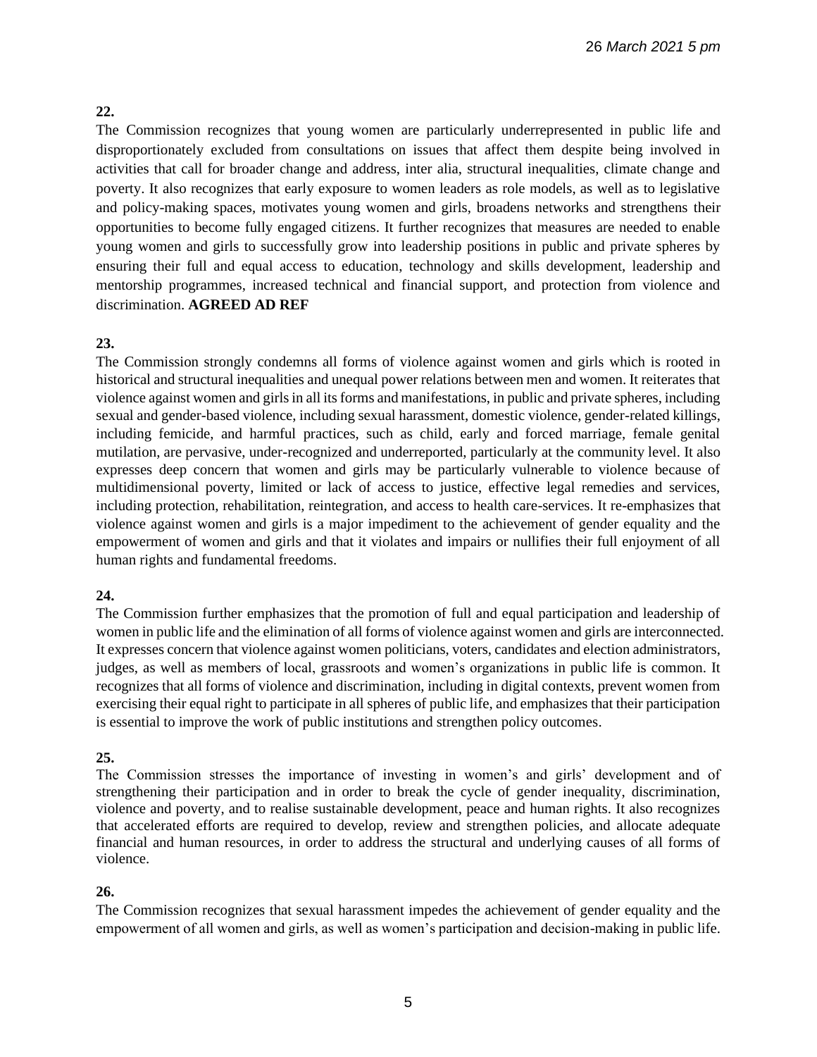**22.**

The Commission recognizes that young women are particularly underrepresented in public life and disproportionately excluded from consultations on issues that affect them despite being involved in activities that call for broader change and address, inter alia, structural inequalities, climate change and poverty. It also recognizes that early exposure to women leaders as role models, as well as to legislative and policy-making spaces, motivates young women and girls, broadens networks and strengthens their opportunities to become fully engaged citizens. It further recognizes that measures are needed to enable young women and girls to successfully grow into leadership positions in public and private spheres by ensuring their full and equal access to education, technology and skills development, leadership and mentorship programmes, increased technical and financial support, and protection from violence and discrimination. **AGREED AD REF**

**23.**

The Commission strongly condemns all forms of violence against women and girls which is rooted in historical and structural inequalities and unequal power relations between men and women. It reiterates that violence against women and girls in all its forms and manifestations, in public and private spheres, including sexual and gender-based violence, including sexual harassment, domestic violence, gender-related killings, including femicide, and harmful practices, such as child, early and forced marriage, female genital mutilation, are pervasive, under-recognized and underreported, particularly at the community level. It also expresses deep concern that women and girls may be particularly vulnerable to violence because of multidimensional poverty, limited or lack of access to justice, effective legal remedies and services, including protection, rehabilitation, reintegration, and access to health care-services. It re-emphasizes that violence against women and girls is a major impediment to the achievement of gender equality and the empowerment of women and girls and that it violates and impairs or nullifies their full enjoyment of all human rights and fundamental freedoms.

**24.**

The Commission further emphasizes that the promotion of full and equal participation and leadership of women in public life and the elimination of all forms of violence against women and girls are interconnected. It expresses concern that violence against women politicians, voters, candidates and election administrators, judges, as well as members of local, grassroots and women's organizations in public life is common. It recognizes that all forms of violence and discrimination, including in digital contexts, prevent women from exercising their equal right to participate in all spheres of public life, and emphasizes that their participation is essential to improve the work of public institutions and strengthen policy outcomes.

**25.**

The Commission stresses the importance of investing in women's and girls' development and of strengthening their participation and in order to break the cycle of gender inequality, discrimination, violence and poverty, and to realise sustainable development, peace and human rights. It also recognizes that accelerated efforts are required to develop, review and strengthen policies, and allocate adequate financial and human resources, in order to address the structural and underlying causes of all forms of violence.

**26.**

The Commission recognizes that sexual harassment impedes the achievement of gender equality and the empowerment of all women and girls, as well as women's participation and decision-making in public life.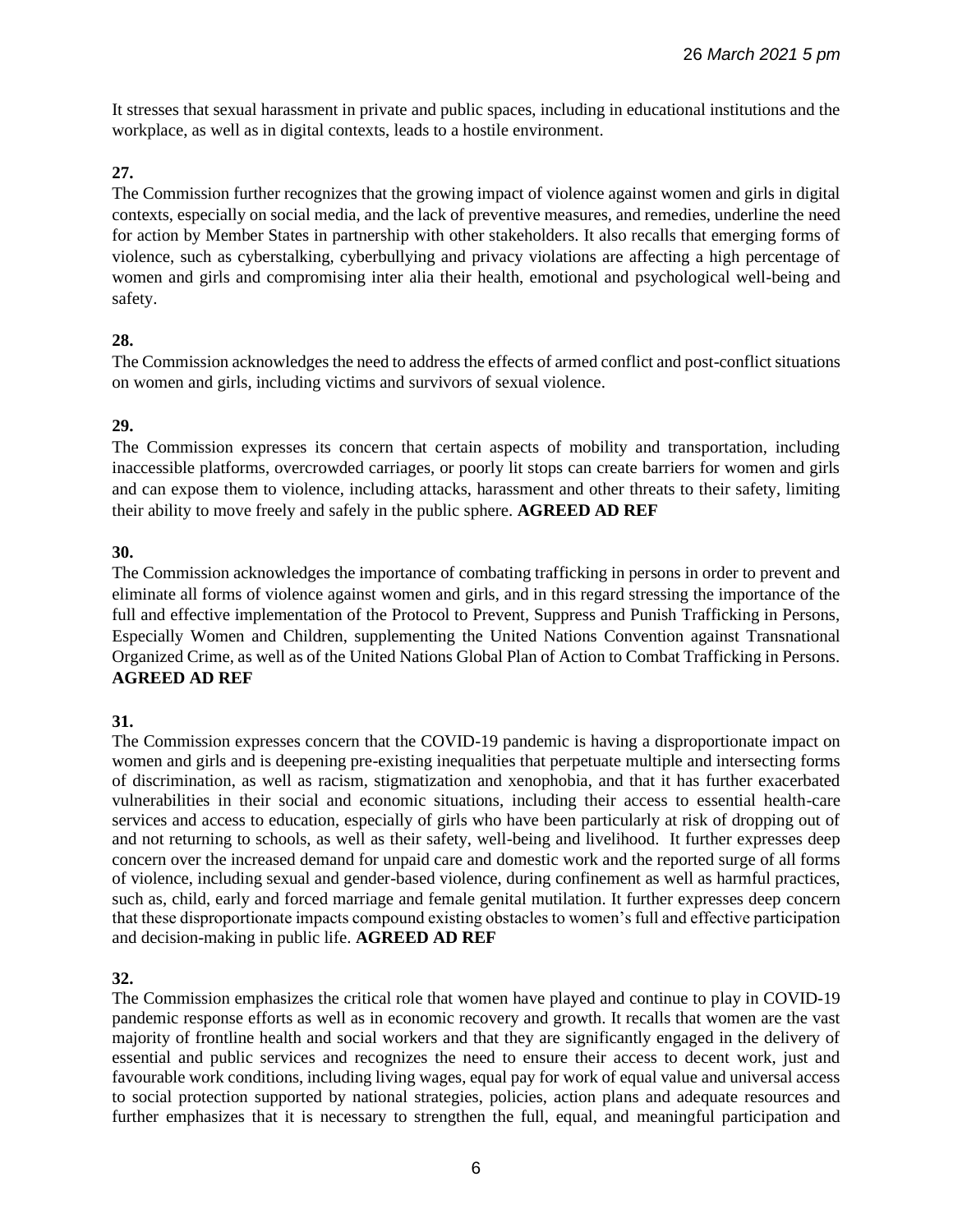It stresses that sexual harassment in private and public spaces, including in educational institutions and the workplace, as well as in digital contexts, leads to a hostile environment.

**27.**
The Commission further recognizes that the growing impact of violence against women and girls in digital contexts, especially on social media, and the lack of preventive measures, and remedies, underline the need for action by Member States in partnership with other stakeholders. It also recalls that emerging forms of violence, such as cyberstalking, cyberbullying and privacy violations are affecting a high percentage of women and girls and compromising inter alia their health, emotional and psychological well-being and safety.

**28.**
The Commission acknowledges the need to address the effects of armed conflict and post-conflict situations on women and girls, including victims and survivors of sexual violence.

**29.**
The Commission expresses its concern that certain aspects of mobility and transportation, including inaccessible platforms, overcrowded carriages, or poorly lit stops can create barriers for women and girls and can expose them to violence, including attacks, harassment and other threats to their safety, limiting their ability to move freely and safely in the public sphere. **AGREED AD REF**

**30.**
The Commission acknowledges the importance of combating trafficking in persons in order to prevent and eliminate all forms of violence against women and girls, and in this regard stressing the importance of the full and effective implementation of the Protocol to Prevent, Suppress and Punish Trafficking in Persons, Especially Women and Children, supplementing the United Nations Convention against Transnational Organized Crime, as well as of the United Nations Global Plan of Action to Combat Trafficking in Persons. **AGREED AD REF**

**31.**
The Commission expresses concern that the COVID-19 pandemic is having a disproportionate impact on women and girls and is deepening pre-existing inequalities that perpetuate multiple and intersecting forms of discrimination, as well as racism, stigmatization and xenophobia, and that it has further exacerbated vulnerabilities in their social and economic situations, including their access to essential health-care services and access to education, especially of girls who have been particularly at risk of dropping out of and not returning to schools, as well as their safety, well-being and livelihood. It further expresses deep concern over the increased demand for unpaid care and domestic work and the reported surge of all forms of violence, including sexual and gender-based violence, during confinement as well as harmful practices, such as, child, early and forced marriage and female genital mutilation. It further expresses deep concern that these disproportionate impacts compound existing obstacles to women's full and effective participation and decision-making in public life. **AGREED AD REF**

**32.**
The Commission emphasizes the critical role that women have played and continue to play in COVID-19 pandemic response efforts as well as in economic recovery and growth. It recalls that women are the vast majority of frontline health and social workers and that they are significantly engaged in the delivery of essential and public services and recognizes the need to ensure their access to decent work, just and favourable work conditions, including living wages, equal pay for work of equal value and universal access to social protection supported by national strategies, policies, action plans and adequate resources and further emphasizes that it is necessary to strengthen the full, equal, and meaningful participation and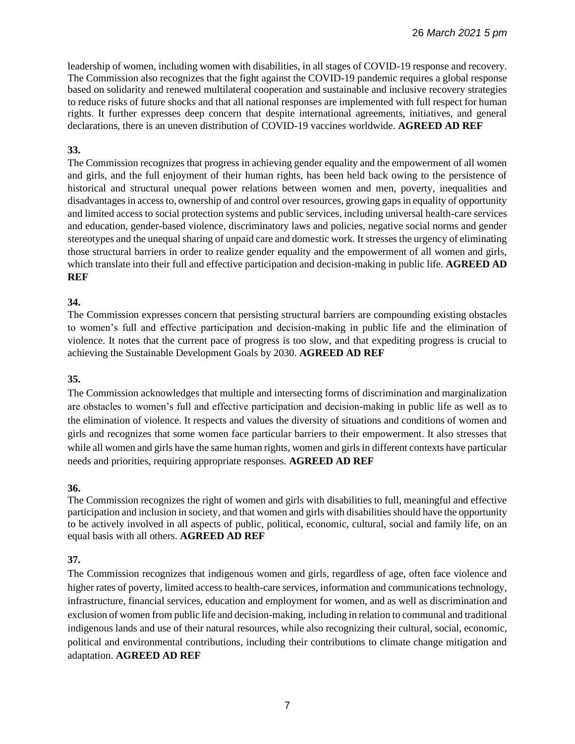leadership of women, including women with disabilities, in all stages of COVID-19 response and recovery. The Commission also recognizes that the fight against the COVID-19 pandemic requires a global response based on solidarity and renewed multilateral cooperation and sustainable and inclusive recovery strategies to reduce risks of future shocks and that all national responses are implemented with full respect for human rights. It further expresses deep concern that despite international agreements, initiatives, and general declarations, there is an uneven distribution of COVID-19 vaccines worldwide. **AGREED AD REF**

**33.**
The Commission recognizes that progress in achieving gender equality and the empowerment of all women and girls, and the full enjoyment of their human rights, has been held back owing to the persistence of historical and structural unequal power relations between women and men, poverty, inequalities and disadvantages in access to, ownership of and control over resources, growing gaps in equality of opportunity and limited access to social protection systems and public services, including universal health-care services and education, gender-based violence, discriminatory laws and policies, negative social norms and gender stereotypes and the unequal sharing of unpaid care and domestic work. It stresses the urgency of eliminating those structural barriers in order to realize gender equality and the empowerment of all women and girls, which translate into their full and effective participation and decision-making in public life. **AGREED AD REF**

**34.**
The Commission expresses concern that persisting structural barriers are compounding existing obstacles to women's full and effective participation and decision-making in public life and the elimination of violence. It notes that the current pace of progress is too slow, and that expediting progress is crucial to achieving the Sustainable Development Goals by 2030. **AGREED AD REF**

**35.**
The Commission acknowledges that multiple and intersecting forms of discrimination and marginalization are obstacles to women's full and effective participation and decision-making in public life as well as to the elimination of violence. It respects and values the diversity of situations and conditions of women and girls and recognizes that some women face particular barriers to their empowerment. It also stresses that while all women and girls have the same human rights, women and girls in different contexts have particular needs and priorities, requiring appropriate responses. **AGREED AD REF**

**36.**
The Commission recognizes the right of women and girls with disabilities to full, meaningful and effective participation and inclusion in society, and that women and girls with disabilities should have the opportunity to be actively involved in all aspects of public, political, economic, cultural, social and family life, on an equal basis with all others. **AGREED AD REF**

**37.**
The Commission recognizes that indigenous women and girls, regardless of age, often face violence and higher rates of poverty, limited access to health-care services, information and communications technology, infrastructure, financial services, education and employment for women, and as well as discrimination and exclusion of women from public life and decision-making, including in relation to communal and traditional indigenous lands and use of their natural resources, while also recognizing their cultural, social, economic, political and environmental contributions, including their contributions to climate change mitigation and adaptation. **AGREED AD REF**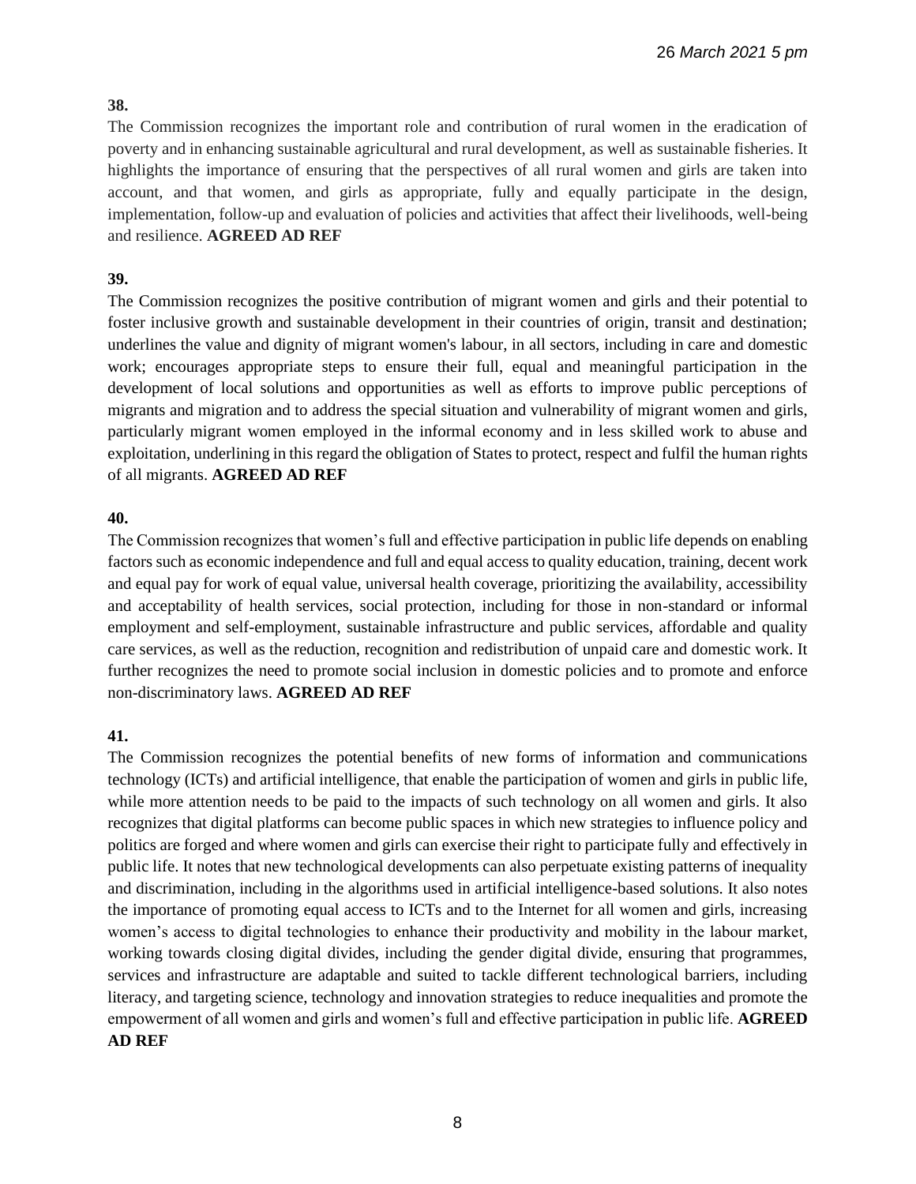**38.**

The Commission recognizes the important role and contribution of rural women in the eradication of poverty and in enhancing sustainable agricultural and rural development, as well as sustainable fisheries. It highlights the importance of ensuring that the perspectives of all rural women and girls are taken into account, and that women, and girls as appropriate, fully and equally participate in the design, implementation, follow-up and evaluation of policies and activities that affect their livelihoods, well-being and resilience. **AGREED AD REF**

**39.**

The Commission recognizes the positive contribution of migrant women and girls and their potential to foster inclusive growth and sustainable development in their countries of origin, transit and destination; underlines the value and dignity of migrant women's labour, in all sectors, including in care and domestic work; encourages appropriate steps to ensure their full, equal and meaningful participation in the development of local solutions and opportunities as well as efforts to improve public perceptions of migrants and migration and to address the special situation and vulnerability of migrant women and girls, particularly migrant women employed in the informal economy and in less skilled work to abuse and exploitation, underlining in this regard the obligation of States to protect, respect and fulfil the human rights of all migrants. **AGREED AD REF**

**40.**

The Commission recognizes that women's full and effective participation in public life depends on enabling factors such as economic independence and full and equal access to quality education, training, decent work and equal pay for work of equal value, universal health coverage, prioritizing the availability, accessibility and acceptability of health services, social protection, including for those in non-standard or informal employment and self-employment, sustainable infrastructure and public services, affordable and quality care services, as well as the reduction, recognition and redistribution of unpaid care and domestic work. It further recognizes the need to promote social inclusion in domestic policies and to promote and enforce non-discriminatory laws. **AGREED AD REF**

**41.**

The Commission recognizes the potential benefits of new forms of information and communications technology (ICTs) and artificial intelligence, that enable the participation of women and girls in public life, while more attention needs to be paid to the impacts of such technology on all women and girls. It also recognizes that digital platforms can become public spaces in which new strategies to influence policy and politics are forged and where women and girls can exercise their right to participate fully and effectively in public life. It notes that new technological developments can also perpetuate existing patterns of inequality and discrimination, including in the algorithms used in artificial intelligence-based solutions. It also notes the importance of promoting equal access to ICTs and to the Internet for all women and girls, increasing women's access to digital technologies to enhance their productivity and mobility in the labour market, working towards closing digital divides, including the gender digital divide, ensuring that programmes, services and infrastructure are adaptable and suited to tackle different technological barriers, including literacy, and targeting science, technology and innovation strategies to reduce inequalities and promote the empowerment of all women and girls and women's full and effective participation in public life. **AGREED AD REF**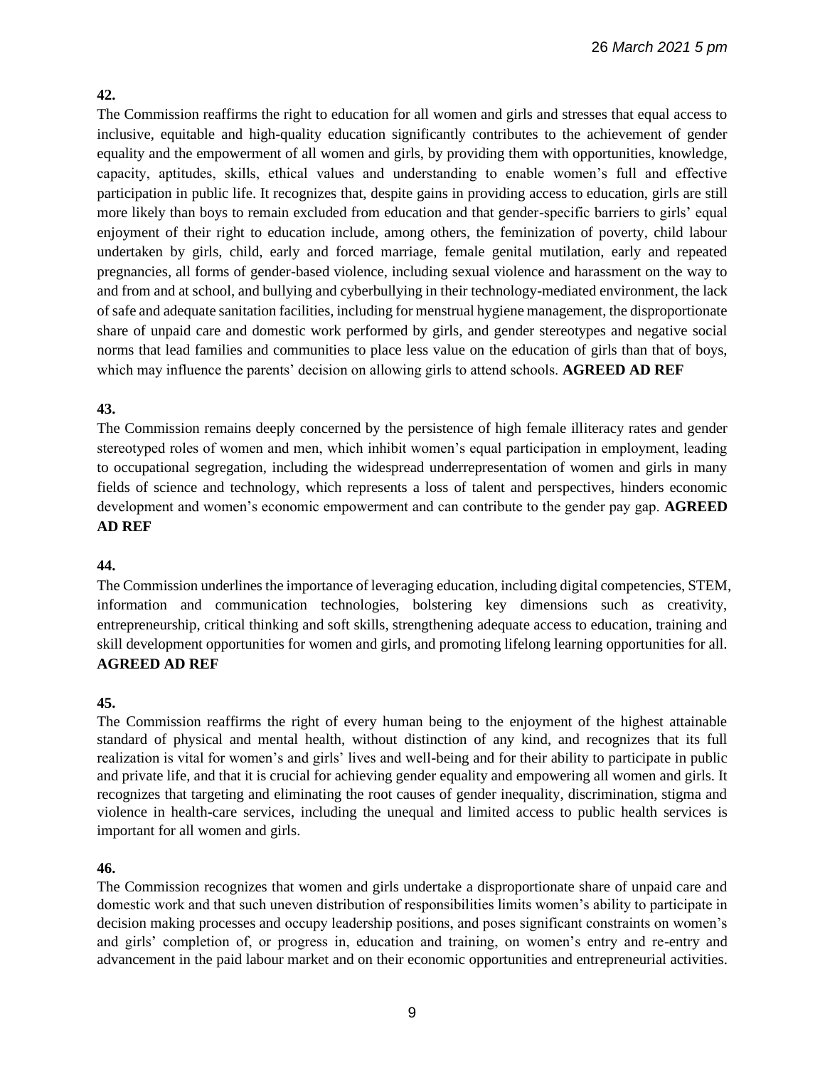**42.**

The Commission reaffirms the right to education for all women and girls and stresses that equal access to inclusive, equitable and high-quality education significantly contributes to the achievement of gender equality and the empowerment of all women and girls, by providing them with opportunities, knowledge, capacity, aptitudes, skills, ethical values and understanding to enable women's full and effective participation in public life. It recognizes that, despite gains in providing access to education, girls are still more likely than boys to remain excluded from education and that gender-specific barriers to girls' equal enjoyment of their right to education include, among others, the feminization of poverty, child labour undertaken by girls, child, early and forced marriage, female genital mutilation, early and repeated pregnancies, all forms of gender-based violence, including sexual violence and harassment on the way to and from and at school, and bullying and cyberbullying in their technology-mediated environment, the lack of safe and adequate sanitation facilities, including for menstrual hygiene management, the disproportionate share of unpaid care and domestic work performed by girls, and gender stereotypes and negative social norms that lead families and communities to place less value on the education of girls than that of boys, which may influence the parents' decision on allowing girls to attend schools. **AGREED AD REF**

**43.**

The Commission remains deeply concerned by the persistence of high female illiteracy rates and gender stereotyped roles of women and men, which inhibit women's equal participation in employment, leading to occupational segregation, including the widespread underrepresentation of women and girls in many fields of science and technology, which represents a loss of talent and perspectives, hinders economic development and women's economic empowerment and can contribute to the gender pay gap. **AGREED AD REF**

**44.**

The Commission underlines the importance of leveraging education, including digital competencies, STEM, information and communication technologies, bolstering key dimensions such as creativity, entrepreneurship, critical thinking and soft skills, strengthening adequate access to education, training and skill development opportunities for women and girls, and promoting lifelong learning opportunities for all. **AGREED AD REF**

**45.**

The Commission reaffirms the right of every human being to the enjoyment of the highest attainable standard of physical and mental health, without distinction of any kind, and recognizes that its full realization is vital for women's and girls' lives and well-being and for their ability to participate in public and private life, and that it is crucial for achieving gender equality and empowering all women and girls. It recognizes that targeting and eliminating the root causes of gender inequality, discrimination, stigma and violence in health-care services, including the unequal and limited access to public health services is important for all women and girls.

**46.**

The Commission recognizes that women and girls undertake a disproportionate share of unpaid care and domestic work and that such uneven distribution of responsibilities limits women's ability to participate in decision making processes and occupy leadership positions, and poses significant constraints on women's and girls' completion of, or progress in, education and training, on women's entry and re-entry and advancement in the paid labour market and on their economic opportunities and entrepreneurial activities.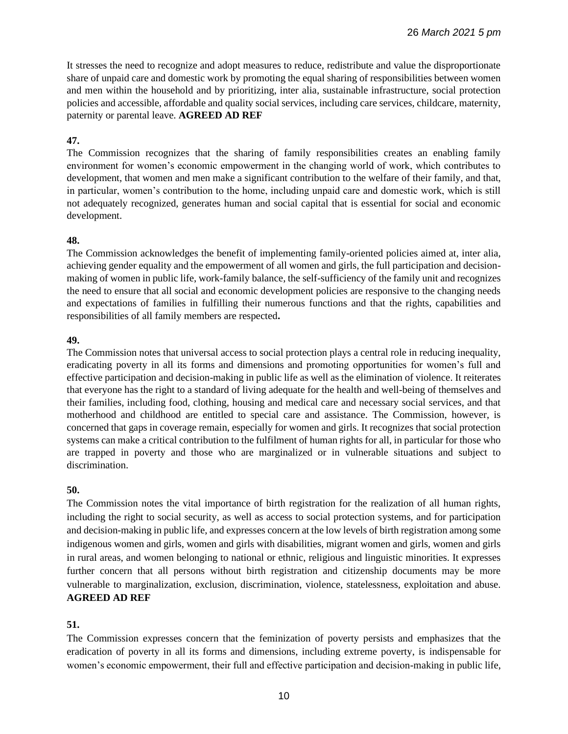It stresses the need to recognize and adopt measures to reduce, redistribute and value the disproportionate share of unpaid care and domestic work by promoting the equal sharing of responsibilities between women and men within the household and by prioritizing, inter alia, sustainable infrastructure, social protection policies and accessible, affordable and quality social services, including care services, childcare, maternity, paternity or parental leave. **AGREED AD REF**

**47.**

The Commission recognizes that the sharing of family responsibilities creates an enabling family environment for women's economic empowerment in the changing world of work, which contributes to development, that women and men make a significant contribution to the welfare of their family, and that, in particular, women's contribution to the home, including unpaid care and domestic work, which is still not adequately recognized, generates human and social capital that is essential for social and economic development.

**48.**

The Commission acknowledges the benefit of implementing family-oriented policies aimed at, inter alia, achieving gender equality and the empowerment of all women and girls, the full participation and decision-making of women in public life, work-family balance, the self-sufficiency of the family unit and recognizes the need to ensure that all social and economic development policies are responsive to the changing needs and expectations of families in fulfilling their numerous functions and that the rights, capabilities and responsibilities of all family members are respected**.**

**49.**

The Commission notes that universal access to social protection plays a central role in reducing inequality, eradicating poverty in all its forms and dimensions and promoting opportunities for women's full and effective participation and decision-making in public life as well as the elimination of violence. It reiterates that everyone has the right to a standard of living adequate for the health and well-being of themselves and their families, including food, clothing, housing and medical care and necessary social services, and that motherhood and childhood are entitled to special care and assistance. The Commission, however, is concerned that gaps in coverage remain, especially for women and girls. It recognizes that social protection systems can make a critical contribution to the fulfilment of human rights for all, in particular for those who are trapped in poverty and those who are marginalized or in vulnerable situations and subject to discrimination.

**50.**

The Commission notes the vital importance of birth registration for the realization of all human rights, including the right to social security, as well as access to social protection systems, and for participation and decision-making in public life, and expresses concern at the low levels of birth registration among some indigenous women and girls, women and girls with disabilities, migrant women and girls, women and girls in rural areas, and women belonging to national or ethnic, religious and linguistic minorities. It expresses further concern that all persons without birth registration and citizenship documents may be more vulnerable to marginalization, exclusion, discrimination, violence, statelessness, exploitation and abuse. **AGREED AD REF**

**51.**

The Commission expresses concern that the feminization of poverty persists and emphasizes that the eradication of poverty in all its forms and dimensions, including extreme poverty, is indispensable for women's economic empowerment, their full and effective participation and decision-making in public life,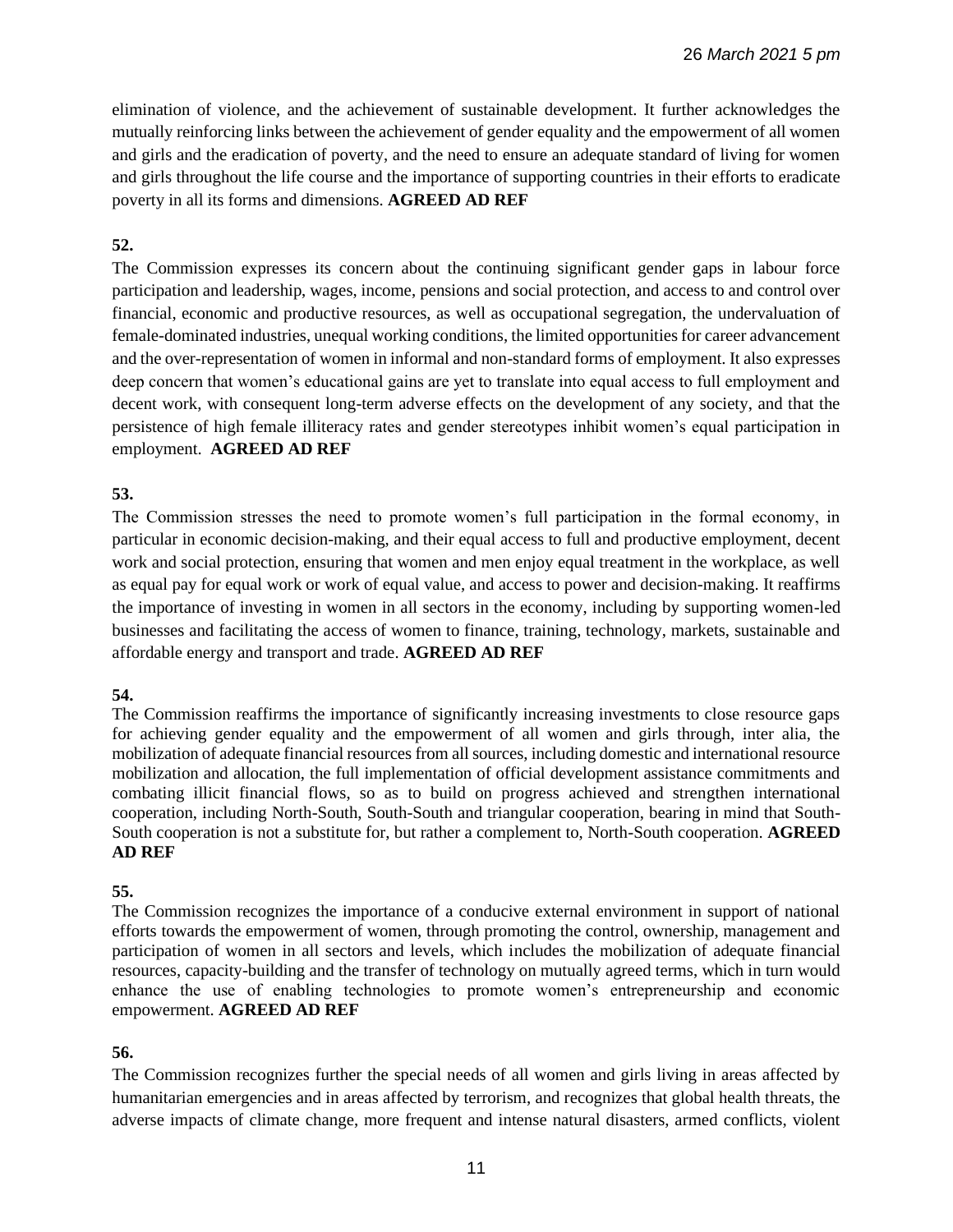elimination of violence, and the achievement of sustainable development. It further acknowledges the mutually reinforcing links between the achievement of gender equality and the empowerment of all women and girls and the eradication of poverty, and the need to ensure an adequate standard of living for women and girls throughout the life course and the importance of supporting countries in their efforts to eradicate poverty in all its forms and dimensions. **AGREED AD REF**

**52.**

The Commission expresses its concern about the continuing significant gender gaps in labour force participation and leadership, wages, income, pensions and social protection, and access to and control over financial, economic and productive resources, as well as occupational segregation, the undervaluation of female-dominated industries, unequal working conditions, the limited opportunities for career advancement and the over-representation of women in informal and non-standard forms of employment. It also expresses deep concern that women's educational gains are yet to translate into equal access to full employment and decent work, with consequent long-term adverse effects on the development of any society, and that the persistence of high female illiteracy rates and gender stereotypes inhibit women's equal participation in employment. **AGREED AD REF**

**53.**

The Commission stresses the need to promote women's full participation in the formal economy, in particular in economic decision-making, and their equal access to full and productive employment, decent work and social protection, ensuring that women and men enjoy equal treatment in the workplace, as well as equal pay for equal work or work of equal value, and access to power and decision-making. It reaffirms the importance of investing in women in all sectors in the economy, including by supporting women-led businesses and facilitating the access of women to finance, training, technology, markets, sustainable and affordable energy and transport and trade. **AGREED AD REF**

**54.**

The Commission reaffirms the importance of significantly increasing investments to close resource gaps for achieving gender equality and the empowerment of all women and girls through, inter alia, the mobilization of adequate financial resources from all sources, including domestic and international resource mobilization and allocation, the full implementation of official development assistance commitments and combating illicit financial flows, so as to build on progress achieved and strengthen international cooperation, including North-South, South-South and triangular cooperation, bearing in mind that South-South cooperation is not a substitute for, but rather a complement to, North-South cooperation. **AGREED AD REF**

**55.**

The Commission recognizes the importance of a conducive external environment in support of national efforts towards the empowerment of women, through promoting the control, ownership, management and participation of women in all sectors and levels, which includes the mobilization of adequate financial resources, capacity-building and the transfer of technology on mutually agreed terms, which in turn would enhance the use of enabling technologies to promote women's entrepreneurship and economic empowerment. **AGREED AD REF**

**56.**

The Commission recognizes further the special needs of all women and girls living in areas affected by humanitarian emergencies and in areas affected by terrorism, and recognizes that global health threats, the adverse impacts of climate change, more frequent and intense natural disasters, armed conflicts, violent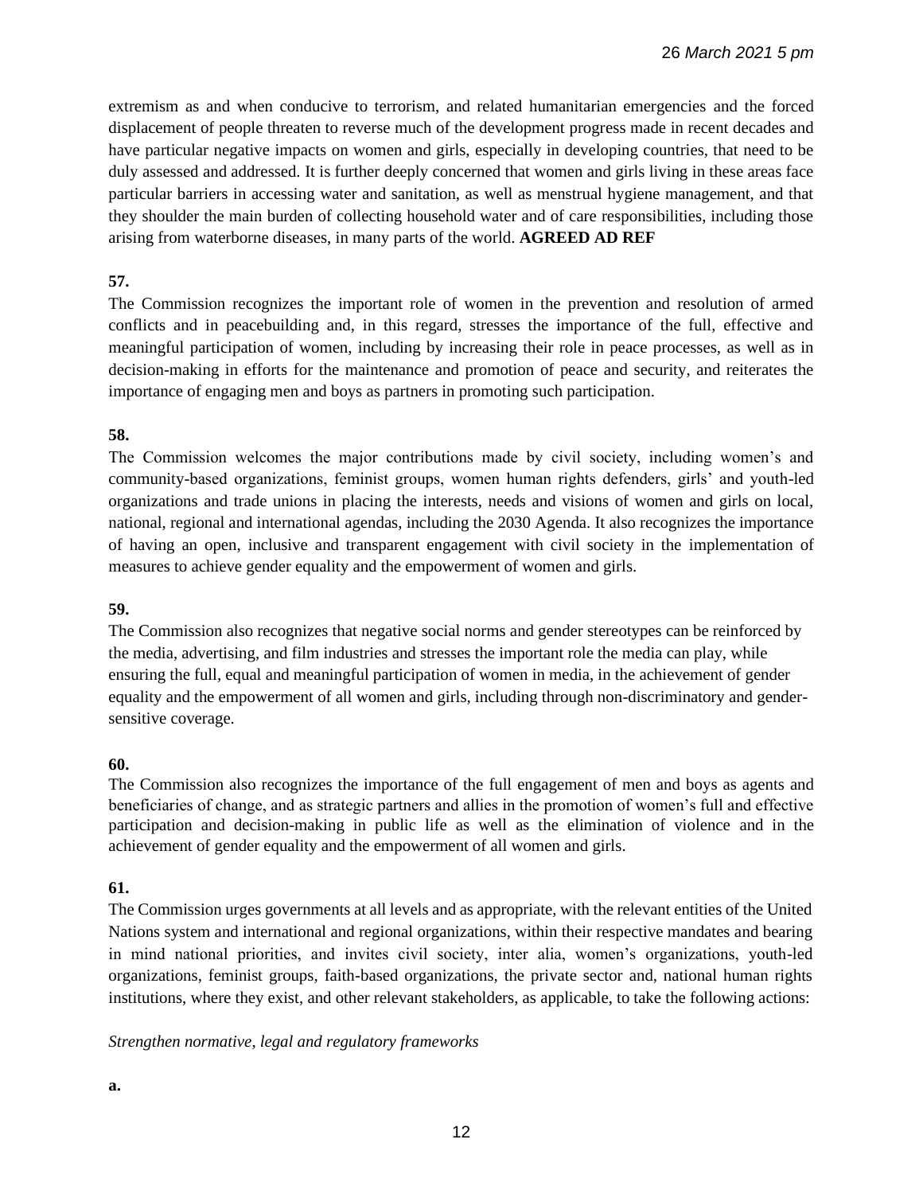extremism as and when conducive to terrorism, and related humanitarian emergencies and the forced displacement of people threaten to reverse much of the development progress made in recent decades and have particular negative impacts on women and girls, especially in developing countries, that need to be duly assessed and addressed. It is further deeply concerned that women and girls living in these areas face particular barriers in accessing water and sanitation, as well as menstrual hygiene management, and that they shoulder the main burden of collecting household water and of care responsibilities, including those arising from waterborne diseases, in many parts of the world. **AGREED AD REF**

**57.**

The Commission recognizes the important role of women in the prevention and resolution of armed conflicts and in peacebuilding and, in this regard, stresses the importance of the full, effective and meaningful participation of women, including by increasing their role in peace processes, as well as in decision-making in efforts for the maintenance and promotion of peace and security, and reiterates the importance of engaging men and boys as partners in promoting such participation.

**58.**

The Commission welcomes the major contributions made by civil society, including women's and community-based organizations, feminist groups, women human rights defenders, girls' and youth-led organizations and trade unions in placing the interests, needs and visions of women and girls on local, national, regional and international agendas, including the 2030 Agenda. It also recognizes the importance of having an open, inclusive and transparent engagement with civil society in the implementation of measures to achieve gender equality and the empowerment of women and girls.

**59.**

The Commission also recognizes that negative social norms and gender stereotypes can be reinforced by the media, advertising, and film industries and stresses the important role the media can play, while ensuring the full, equal and meaningful participation of women in media, in the achievement of gender equality and the empowerment of all women and girls, including through non-discriminatory and gender-sensitive coverage.

**60.**

The Commission also recognizes the importance of the full engagement of men and boys as agents and beneficiaries of change, and as strategic partners and allies in the promotion of women's full and effective participation and decision-making in public life as well as the elimination of violence and in the achievement of gender equality and the empowerment of all women and girls.

**61.**

The Commission urges governments at all levels and as appropriate, with the relevant entities of the United Nations system and international and regional organizations, within their respective mandates and bearing in mind national priorities, and invites civil society, inter alia, women's organizations, youth-led organizations, feminist groups, faith-based organizations, the private sector and, national human rights institutions, where they exist, and other relevant stakeholders, as applicable, to take the following actions:

*Strengthen normative, legal and regulatory frameworks*

**a.**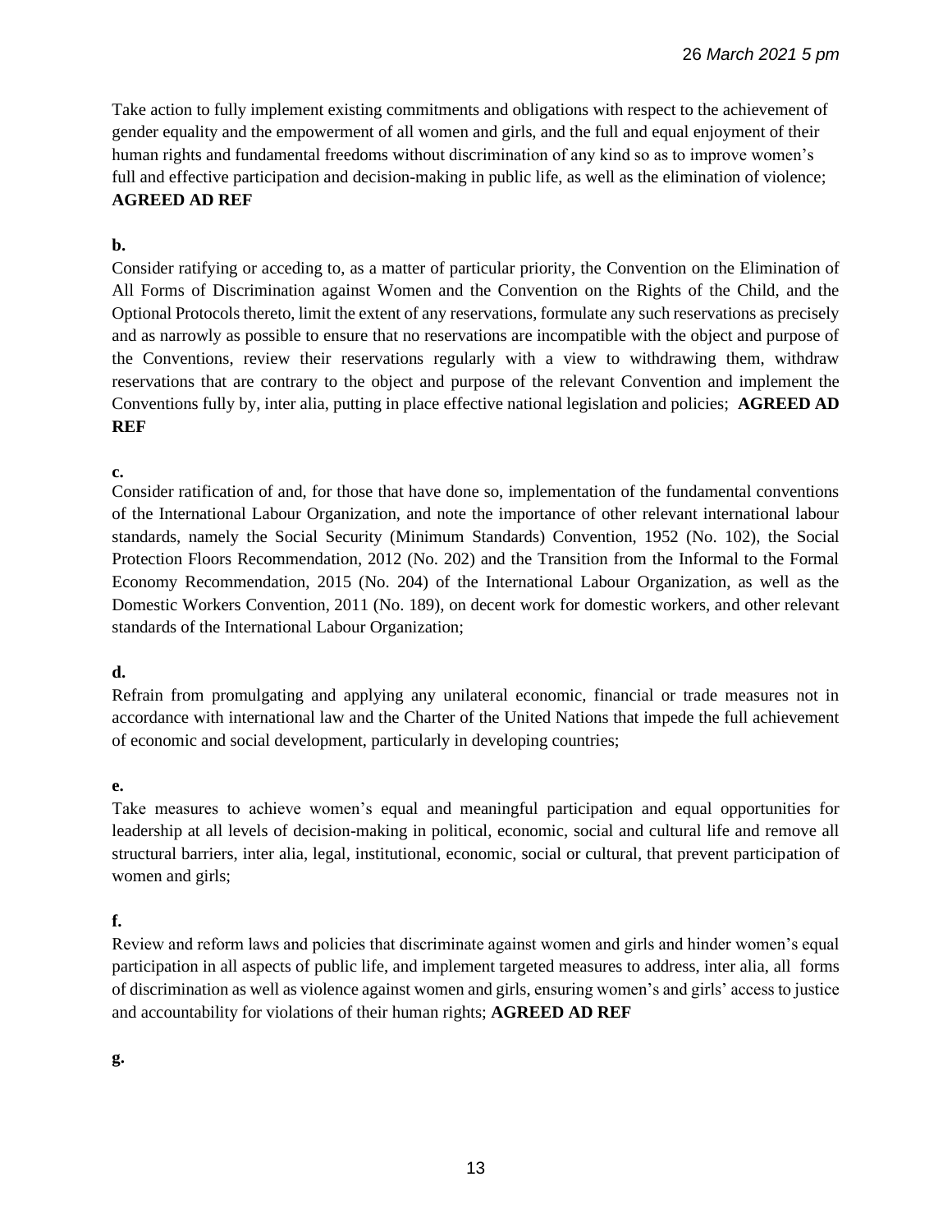Take action to fully implement existing commitments and obligations with respect to the achievement of gender equality and the empowerment of all women and girls, and the full and equal enjoyment of their human rights and fundamental freedoms without discrimination of any kind so as to improve women's full and effective participation and decision-making in public life, as well as the elimination of violence; **AGREED AD REF**

**b.**

Consider ratifying or acceding to, as a matter of particular priority, the Convention on the Elimination of All Forms of Discrimination against Women and the Convention on the Rights of the Child, and the Optional Protocols thereto, limit the extent of any reservations, formulate any such reservations as precisely and as narrowly as possible to ensure that no reservations are incompatible with the object and purpose of the Conventions, review their reservations regularly with a view to withdrawing them, withdraw reservations that are contrary to the object and purpose of the relevant Convention and implement the Conventions fully by, inter alia, putting in place effective national legislation and policies; **AGREED AD REF**

**c.**

Consider ratification of and, for those that have done so, implementation of the fundamental conventions of the International Labour Organization, and note the importance of other relevant international labour standards, namely the Social Security (Minimum Standards) Convention, 1952 (No. 102), the Social Protection Floors Recommendation, 2012 (No. 202) and the Transition from the Informal to the Formal Economy Recommendation, 2015 (No. 204) of the International Labour Organization, as well as the Domestic Workers Convention, 2011 (No. 189), on decent work for domestic workers, and other relevant standards of the International Labour Organization;

**d.**

Refrain from promulgating and applying any unilateral economic, financial or trade measures not in accordance with international law and the Charter of the United Nations that impede the full achievement of economic and social development, particularly in developing countries;

**e.**

Take measures to achieve women's equal and meaningful participation and equal opportunities for leadership at all levels of decision-making in political, economic, social and cultural life and remove all structural barriers, inter alia, legal, institutional, economic, social or cultural, that prevent participation of women and girls;

**f.**

Review and reform laws and policies that discriminate against women and girls and hinder women's equal participation in all aspects of public life, and implement targeted measures to address, inter alia, all forms of discrimination as well as violence against women and girls, ensuring women's and girls' access to justice and accountability for violations of their human rights; **AGREED AD REF**

**g.**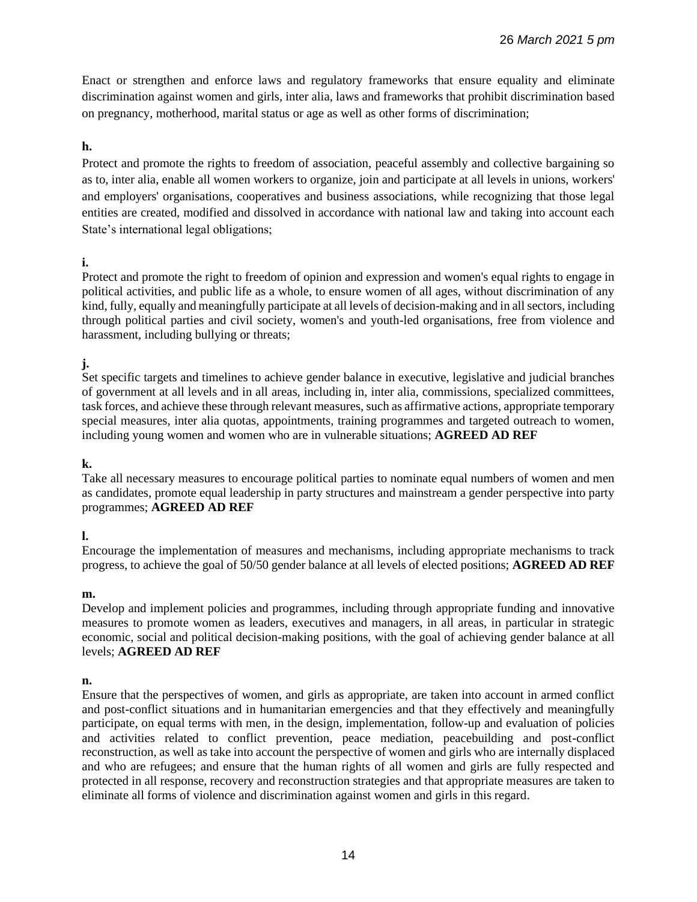Enact or strengthen and enforce laws and regulatory frameworks that ensure equality and eliminate discrimination against women and girls, inter alia, laws and frameworks that prohibit discrimination based on pregnancy, motherhood, marital status or age as well as other forms of discrimination;

**h.**

Protect and promote the rights to freedom of association, peaceful assembly and collective bargaining so as to, inter alia, enable all women workers to organize, join and participate at all levels in unions, workers' and employers' organisations, cooperatives and business associations, while recognizing that those legal entities are created, modified and dissolved in accordance with national law and taking into account each State's international legal obligations;

**i.**

Protect and promote the right to freedom of opinion and expression and women's equal rights to engage in political activities, and public life as a whole, to ensure women of all ages, without discrimination of any kind, fully, equally and meaningfully participate at all levels of decision-making and in all sectors, including through political parties and civil society, women's and youth-led organisations, free from violence and harassment, including bullying or threats;

**j.**

Set specific targets and timelines to achieve gender balance in executive, legislative and judicial branches of government at all levels and in all areas, including in, inter alia, commissions, specialized committees, task forces, and achieve these through relevant measures, such as affirmative actions, appropriate temporary special measures, inter alia quotas, appointments, training programmes and targeted outreach to women, including young women and women who are in vulnerable situations; **AGREED AD REF**

**k.**

Take all necessary measures to encourage political parties to nominate equal numbers of women and men as candidates, promote equal leadership in party structures and mainstream a gender perspective into party programmes; **AGREED AD REF**

**l.**

Encourage the implementation of measures and mechanisms, including appropriate mechanisms to track progress, to achieve the goal of 50/50 gender balance at all levels of elected positions; **AGREED AD REF**

**m.**

Develop and implement policies and programmes, including through appropriate funding and innovative measures to promote women as leaders, executives and managers, in all areas, in particular in strategic economic, social and political decision-making positions, with the goal of achieving gender balance at all levels; **AGREED AD REF**

**n.**

Ensure that the perspectives of women, and girls as appropriate, are taken into account in armed conflict and post-conflict situations and in humanitarian emergencies and that they effectively and meaningfully participate, on equal terms with men, in the design, implementation, follow-up and evaluation of policies and activities related to conflict prevention, peace mediation, peacebuilding and post-conflict reconstruction, as well as take into account the perspective of women and girls who are internally displaced and who are refugees; and ensure that the human rights of all women and girls are fully respected and protected in all response, recovery and reconstruction strategies and that appropriate measures are taken to eliminate all forms of violence and discrimination against women and girls in this regard.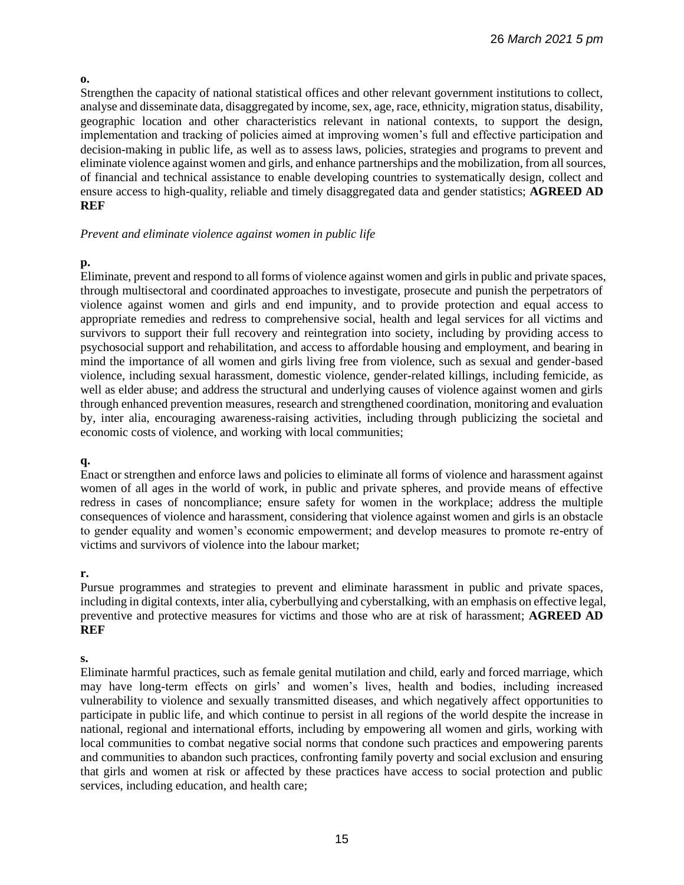**o.**

Strengthen the capacity of national statistical offices and other relevant government institutions to collect, analyse and disseminate data, disaggregated by income, sex, age, race, ethnicity, migration status, disability, geographic location and other characteristics relevant in national contexts, to support the design, implementation and tracking of policies aimed at improving women's full and effective participation and decision-making in public life, as well as to assess laws, policies, strategies and programs to prevent and eliminate violence against women and girls, and enhance partnerships and the mobilization, from all sources, of financial and technical assistance to enable developing countries to systematically design, collect and ensure access to high-quality, reliable and timely disaggregated data and gender statistics; **AGREED AD REF**

*Prevent and eliminate violence against women in public life*

**p.**

Eliminate, prevent and respond to all forms of violence against women and girls in public and private spaces, through multisectoral and coordinated approaches to investigate, prosecute and punish the perpetrators of violence against women and girls and end impunity, and to provide protection and equal access to appropriate remedies and redress to comprehensive social, health and legal services for all victims and survivors to support their full recovery and reintegration into society, including by providing access to psychosocial support and rehabilitation, and access to affordable housing and employment, and bearing in mind the importance of all women and girls living free from violence, such as sexual and gender-based violence, including sexual harassment, domestic violence, gender-related killings, including femicide, as well as elder abuse; and address the structural and underlying causes of violence against women and girls through enhanced prevention measures, research and strengthened coordination, monitoring and evaluation by, inter alia, encouraging awareness-raising activities, including through publicizing the societal and economic costs of violence, and working with local communities;

**q.**

Enact or strengthen and enforce laws and policies to eliminate all forms of violence and harassment against women of all ages in the world of work, in public and private spheres, and provide means of effective redress in cases of noncompliance; ensure safety for women in the workplace; address the multiple consequences of violence and harassment, considering that violence against women and girls is an obstacle to gender equality and women's economic empowerment; and develop measures to promote re-entry of victims and survivors of violence into the labour market;

**r.**

Pursue programmes and strategies to prevent and eliminate harassment in public and private spaces, including in digital contexts, inter alia, cyberbullying and cyberstalking, with an emphasis on effective legal, preventive and protective measures for victims and those who are at risk of harassment; **AGREED AD REF**

**s.**

Eliminate harmful practices, such as female genital mutilation and child, early and forced marriage, which may have long-term effects on girls' and women's lives, health and bodies, including increased vulnerability to violence and sexually transmitted diseases, and which negatively affect opportunities to participate in public life, and which continue to persist in all regions of the world despite the increase in national, regional and international efforts, including by empowering all women and girls, working with local communities to combat negative social norms that condone such practices and empowering parents and communities to abandon such practices, confronting family poverty and social exclusion and ensuring that girls and women at risk or affected by these practices have access to social protection and public services, including education, and health care;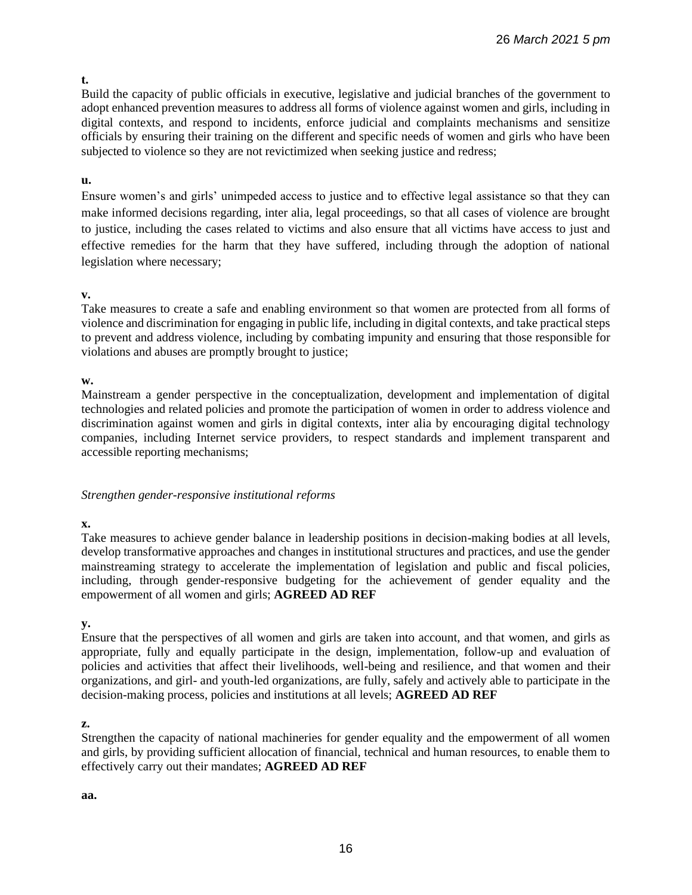**t.**

Build the capacity of public officials in executive, legislative and judicial branches of the government to adopt enhanced prevention measures to address all forms of violence against women and girls, including in digital contexts, and respond to incidents, enforce judicial and complaints mechanisms and sensitize officials by ensuring their training on the different and specific needs of women and girls who have been subjected to violence so they are not revictimized when seeking justice and redress;

**u.**

Ensure women's and girls' unimpeded access to justice and to effective legal assistance so that they can make informed decisions regarding, inter alia, legal proceedings, so that all cases of violence are brought to justice, including the cases related to victims and also ensure that all victims have access to just and effective remedies for the harm that they have suffered, including through the adoption of national legislation where necessary;

**v.**

Take measures to create a safe and enabling environment so that women are protected from all forms of violence and discrimination for engaging in public life, including in digital contexts, and take practical steps to prevent and address violence, including by combating impunity and ensuring that those responsible for violations and abuses are promptly brought to justice;

**w.**

Mainstream a gender perspective in the conceptualization, development and implementation of digital technologies and related policies and promote the participation of women in order to address violence and discrimination against women and girls in digital contexts, inter alia by encouraging digital technology companies, including Internet service providers, to respect standards and implement transparent and accessible reporting mechanisms;

*Strengthen gender-responsive institutional reforms*

**x.**

Take measures to achieve gender balance in leadership positions in decision-making bodies at all levels, develop transformative approaches and changes in institutional structures and practices, and use the gender mainstreaming strategy to accelerate the implementation of legislation and public and fiscal policies, including, through gender-responsive budgeting for the achievement of gender equality and the empowerment of all women and girls; **AGREED AD REF**

**y.**

Ensure that the perspectives of all women and girls are taken into account, and that women, and girls as appropriate, fully and equally participate in the design, implementation, follow-up and evaluation of policies and activities that affect their livelihoods, well-being and resilience, and that women and their organizations, and girl- and youth-led organizations, are fully, safely and actively able to participate in the decision-making process, policies and institutions at all levels; **AGREED AD REF**

**z.**

Strengthen the capacity of national machineries for gender equality and the empowerment of all women and girls, by providing sufficient allocation of financial, technical and human resources, to enable them to effectively carry out their mandates; **AGREED AD REF**

**aa.**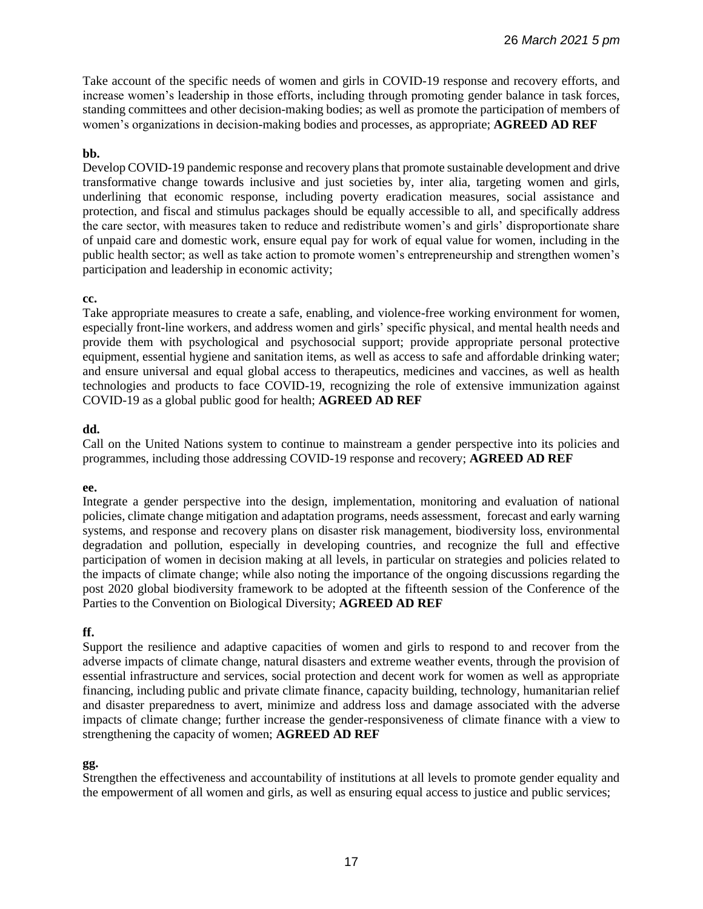Take account of the specific needs of women and girls in COVID-19 response and recovery efforts, and increase women's leadership in those efforts, including through promoting gender balance in task forces, standing committees and other decision-making bodies; as well as promote the participation of members of women's organizations in decision-making bodies and processes, as appropriate; **AGREED AD REF**

**bb.**

Develop COVID-19 pandemic response and recovery plans that promote sustainable development and drive transformative change towards inclusive and just societies by, inter alia, targeting women and girls, underlining that economic response, including poverty eradication measures, social assistance and protection, and fiscal and stimulus packages should be equally accessible to all, and specifically address the care sector, with measures taken to reduce and redistribute women's and girls' disproportionate share of unpaid care and domestic work, ensure equal pay for work of equal value for women, including in the public health sector; as well as take action to promote women's entrepreneurship and strengthen women's participation and leadership in economic activity;

**cc.**

Take appropriate measures to create a safe, enabling, and violence-free working environment for women, especially front-line workers, and address women and girls' specific physical, and mental health needs and provide them with psychological and psychosocial support; provide appropriate personal protective equipment, essential hygiene and sanitation items, as well as access to safe and affordable drinking water; and ensure universal and equal global access to therapeutics, medicines and vaccines, as well as health technologies and products to face COVID-19, recognizing the role of extensive immunization against COVID-19 as a global public good for health; **AGREED AD REF**

**dd.**

Call on the United Nations system to continue to mainstream a gender perspective into its policies and programmes, including those addressing COVID-19 response and recovery; **AGREED AD REF**

**ee.**

Integrate a gender perspective into the design, implementation, monitoring and evaluation of national policies, climate change mitigation and adaptation programs, needs assessment, forecast and early warning systems, and response and recovery plans on disaster risk management, biodiversity loss, environmental degradation and pollution, especially in developing countries, and recognize the full and effective participation of women in decision making at all levels, in particular on strategies and policies related to the impacts of climate change; while also noting the importance of the ongoing discussions regarding the post 2020 global biodiversity framework to be adopted at the fifteenth session of the Conference of the Parties to the Convention on Biological Diversity; **AGREED AD REF**

**ff.**

Support the resilience and adaptive capacities of women and girls to respond to and recover from the adverse impacts of climate change, natural disasters and extreme weather events, through the provision of essential infrastructure and services, social protection and decent work for women as well as appropriate financing, including public and private climate finance, capacity building, technology, humanitarian relief and disaster preparedness to avert, minimize and address loss and damage associated with the adverse impacts of climate change; further increase the gender-responsiveness of climate finance with a view to strengthening the capacity of women; **AGREED AD REF**

**gg.**

Strengthen the effectiveness and accountability of institutions at all levels to promote gender equality and the empowerment of all women and girls, as well as ensuring equal access to justice and public services;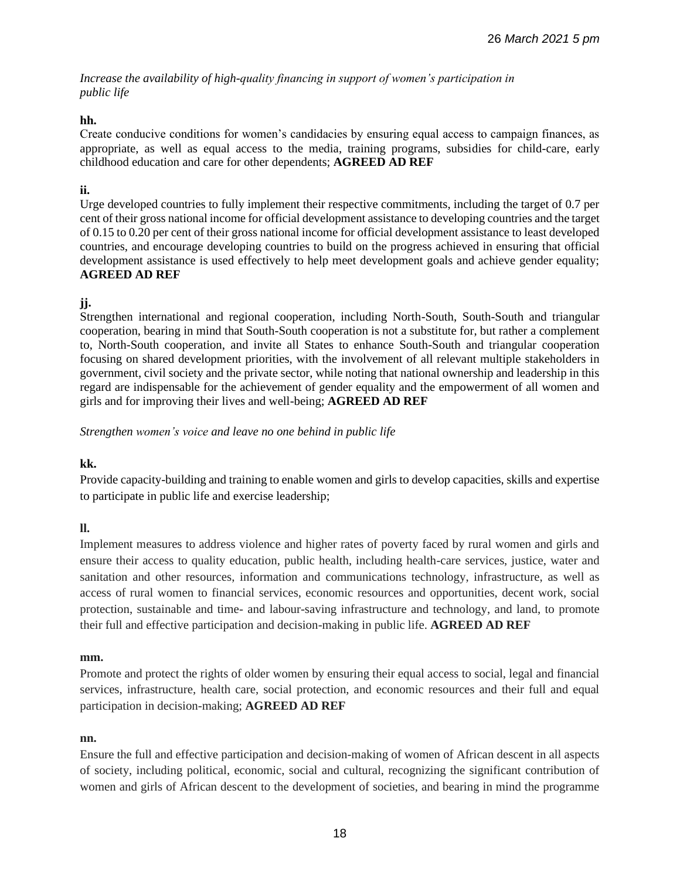*Increase the availability of high-quality financing in support of women's participation in public life*

**hh.**
Create conducive conditions for women's candidacies by ensuring equal access to campaign finances, as appropriate, as well as equal access to the media, training programs, subsidies for child-care, early childhood education and care for other dependents; **AGREED AD REF**

**ii.**
Urge developed countries to fully implement their respective commitments, including the target of 0.7 per cent of their gross national income for official development assistance to developing countries and the target of 0.15 to 0.20 per cent of their gross national income for official development assistance to least developed countries, and encourage developing countries to build on the progress achieved in ensuring that official development assistance is used effectively to help meet development goals and achieve gender equality; **AGREED AD REF**

**jj.**
Strengthen international and regional cooperation, including North-South, South-South and triangular cooperation, bearing in mind that South-South cooperation is not a substitute for, but rather a complement to, North-South cooperation, and invite all States to enhance South-South and triangular cooperation focusing on shared development priorities, with the involvement of all relevant multiple stakeholders in government, civil society and the private sector, while noting that national ownership and leadership in this regard are indispensable for the achievement of gender equality and the empowerment of all women and girls and for improving their lives and well-being; **AGREED AD REF**

*Strengthen women's voice and leave no one behind in public life*

**kk.**
Provide capacity-building and training to enable women and girls to develop capacities, skills and expertise to participate in public life and exercise leadership;

**ll.**
Implement measures to address violence and higher rates of poverty faced by rural women and girls and ensure their access to quality education, public health, including health-care services, justice, water and sanitation and other resources, information and communications technology, infrastructure, as well as access of rural women to financial services, economic resources and opportunities, decent work, social protection, sustainable and time- and labour-saving infrastructure and technology, and land, to promote their full and effective participation and decision-making in public life. **AGREED AD REF**

**mm.**
Promote and protect the rights of older women by ensuring their equal access to social, legal and financial services, infrastructure, health care, social protection, and economic resources and their full and equal participation in decision-making; **AGREED AD REF**

**nn.**
Ensure the full and effective participation and decision-making of women of African descent in all aspects of society, including political, economic, social and cultural, recognizing the significant contribution of women and girls of African descent to the development of societies, and bearing in mind the programme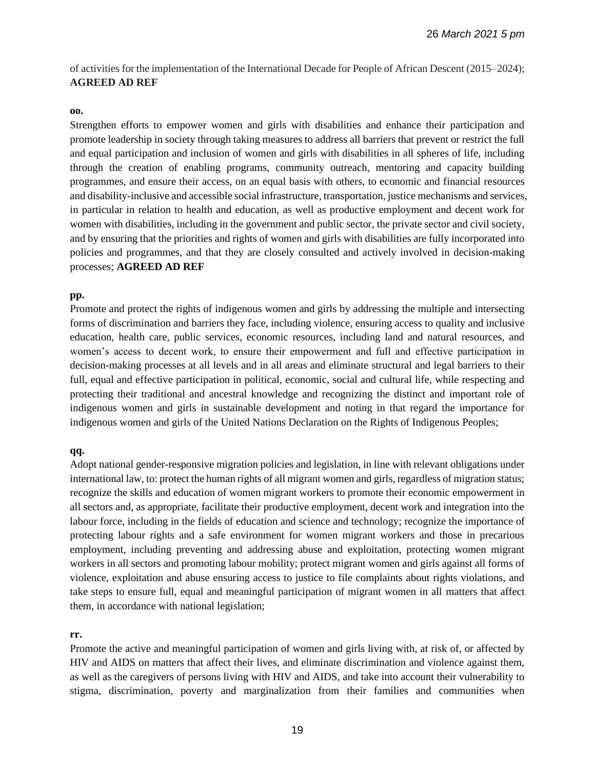of activities for the implementation of the International Decade for People of African Descent (2015–2024); **AGREED AD REF**

**oo.**

Strengthen efforts to empower women and girls with disabilities and enhance their participation and promote leadership in society through taking measures to address all barriers that prevent or restrict the full and equal participation and inclusion of women and girls with disabilities in all spheres of life, including through the creation of enabling programs, community outreach, mentoring and capacity building programmes, and ensure their access, on an equal basis with others, to economic and financial resources and disability-inclusive and accessible social infrastructure, transportation, justice mechanisms and services, in particular in relation to health and education, as well as productive employment and decent work for women with disabilities, including in the government and public sector, the private sector and civil society, and by ensuring that the priorities and rights of women and girls with disabilities are fully incorporated into policies and programmes, and that they are closely consulted and actively involved in decision-making processes; **AGREED AD REF**

**pp.**

Promote and protect the rights of indigenous women and girls by addressing the multiple and intersecting forms of discrimination and barriers they face, including violence, ensuring access to quality and inclusive education, health care, public services, economic resources, including land and natural resources, and women's access to decent work, to ensure their empowerment and full and effective participation in decision-making processes at all levels and in all areas and eliminate structural and legal barriers to their full, equal and effective participation in political, economic, social and cultural life, while respecting and protecting their traditional and ancestral knowledge and recognizing the distinct and important role of indigenous women and girls in sustainable development and noting in that regard the importance for indigenous women and girls of the United Nations Declaration on the Rights of Indigenous Peoples;

**qq.**

Adopt national gender-responsive migration policies and legislation, in line with relevant obligations under international law, to: protect the human rights of all migrant women and girls, regardless of migration status; recognize the skills and education of women migrant workers to promote their economic empowerment in all sectors and, as appropriate, facilitate their productive employment, decent work and integration into the labour force, including in the fields of education and science and technology; recognize the importance of protecting labour rights and a safe environment for women migrant workers and those in precarious employment, including preventing and addressing abuse and exploitation, protecting women migrant workers in all sectors and promoting labour mobility; protect migrant women and girls against all forms of violence, exploitation and abuse ensuring access to justice to file complaints about rights violations, and take steps to ensure full, equal and meaningful participation of migrant women in all matters that affect them, in accordance with national legislation;

**rr.**

Promote the active and meaningful participation of women and girls living with, at risk of, or affected by HIV and AIDS on matters that affect their lives, and eliminate discrimination and violence against them, as well as the caregivers of persons living with HIV and AIDS, and take into account their vulnerability to stigma, discrimination, poverty and marginalization from their families and communities when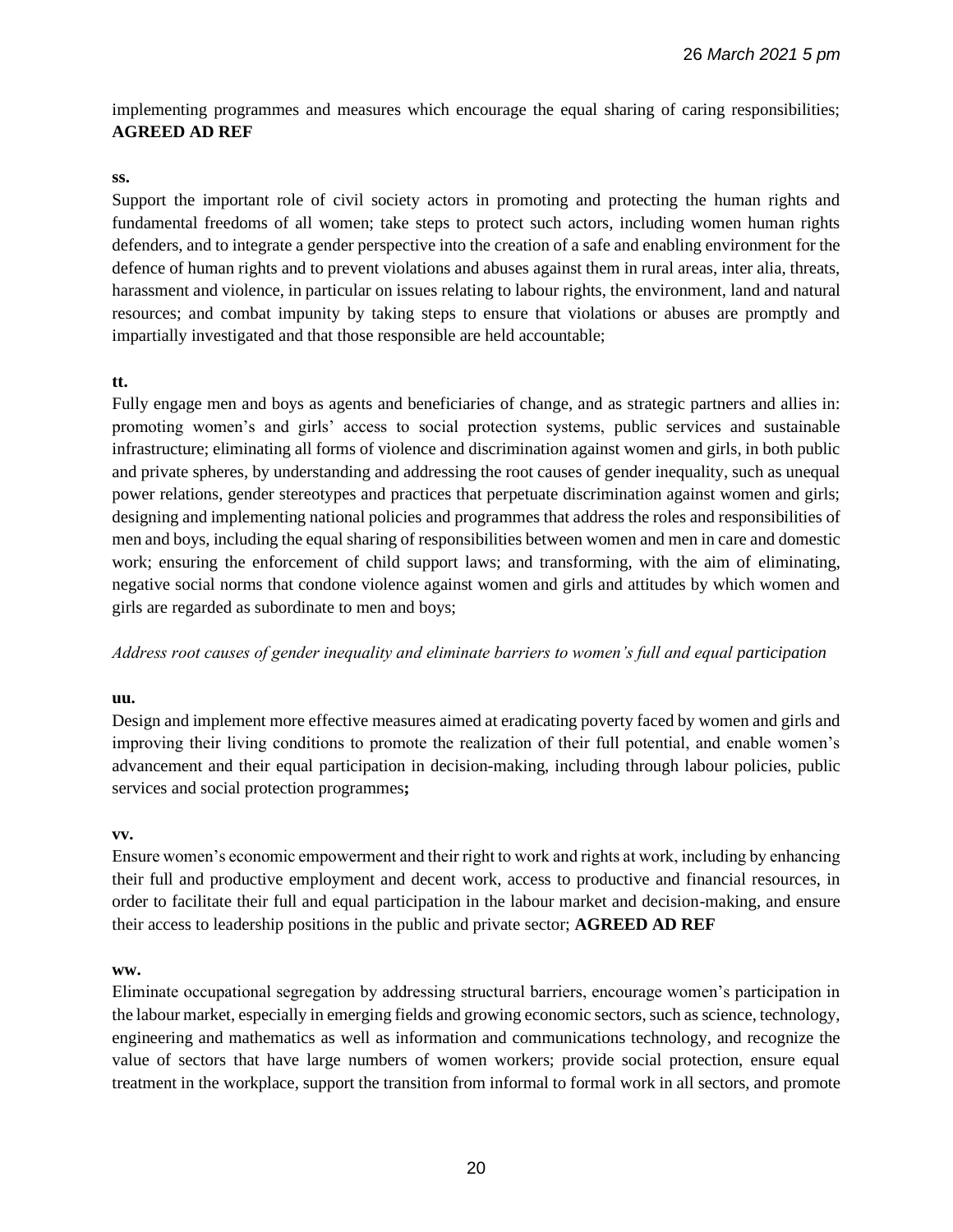implementing programmes and measures which encourage the equal sharing of caring responsibilities; **AGREED AD REF**

**ss.**

Support the important role of civil society actors in promoting and protecting the human rights and fundamental freedoms of all women; take steps to protect such actors, including women human rights defenders, and to integrate a gender perspective into the creation of a safe and enabling environment for the defence of human rights and to prevent violations and abuses against them in rural areas, inter alia, threats, harassment and violence, in particular on issues relating to labour rights, the environment, land and natural resources; and combat impunity by taking steps to ensure that violations or abuses are promptly and impartially investigated and that those responsible are held accountable;

**tt.**

Fully engage men and boys as agents and beneficiaries of change, and as strategic partners and allies in: promoting women's and girls' access to social protection systems, public services and sustainable infrastructure; eliminating all forms of violence and discrimination against women and girls, in both public and private spheres, by understanding and addressing the root causes of gender inequality, such as unequal power relations, gender stereotypes and practices that perpetuate discrimination against women and girls; designing and implementing national policies and programmes that address the roles and responsibilities of men and boys, including the equal sharing of responsibilities between women and men in care and domestic work; ensuring the enforcement of child support laws; and transforming, with the aim of eliminating, negative social norms that condone violence against women and girls and attitudes by which women and girls are regarded as subordinate to men and boys;

*Address root causes of gender inequality and eliminate barriers to women's full and equal participation*

**uu.**

Design and implement more effective measures aimed at eradicating poverty faced by women and girls and improving their living conditions to promote the realization of their full potential, and enable women's advancement and their equal participation in decision-making, including through labour policies, public services and social protection programmes**;**

**vv.**

Ensure women's economic empowerment and their right to work and rights at work, including by enhancing their full and productive employment and decent work, access to productive and financial resources, in order to facilitate their full and equal participation in the labour market and decision-making, and ensure their access to leadership positions in the public and private sector; **AGREED AD REF**

**ww.**

Eliminate occupational segregation by addressing structural barriers, encourage women's participation in the labour market, especially in emerging fields and growing economic sectors, such as science, technology, engineering and mathematics as well as information and communications technology, and recognize the value of sectors that have large numbers of women workers; provide social protection, ensure equal treatment in the workplace, support the transition from informal to formal work in all sectors, and promote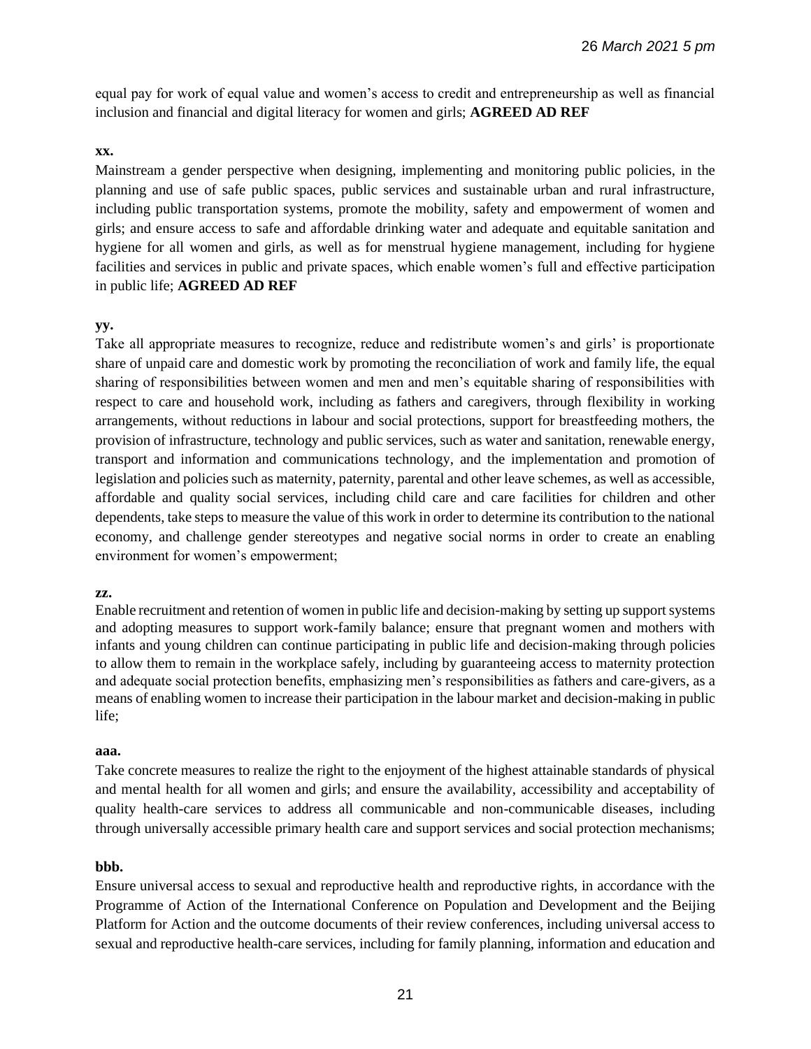equal pay for work of equal value and women's access to credit and entrepreneurship as well as financial inclusion and financial and digital literacy for women and girls; **AGREED AD REF**

**xx.**

Mainstream a gender perspective when designing, implementing and monitoring public policies, in the planning and use of safe public spaces, public services and sustainable urban and rural infrastructure, including public transportation systems, promote the mobility, safety and empowerment of women and girls; and ensure access to safe and affordable drinking water and adequate and equitable sanitation and hygiene for all women and girls, as well as for menstrual hygiene management, including for hygiene facilities and services in public and private spaces, which enable women's full and effective participation in public life; **AGREED AD REF**

**yy.**

Take all appropriate measures to recognize, reduce and redistribute women's and girls' is proportionate share of unpaid care and domestic work by promoting the reconciliation of work and family life, the equal sharing of responsibilities between women and men and men's equitable sharing of responsibilities with respect to care and household work, including as fathers and caregivers, through flexibility in working arrangements, without reductions in labour and social protections, support for breastfeeding mothers, the provision of infrastructure, technology and public services, such as water and sanitation, renewable energy, transport and information and communications technology, and the implementation and promotion of legislation and policies such as maternity, paternity, parental and other leave schemes, as well as accessible, affordable and quality social services, including child care and care facilities for children and other dependents, take steps to measure the value of this work in order to determine its contribution to the national economy, and challenge gender stereotypes and negative social norms in order to create an enabling environment for women's empowerment;

**zz.**

Enable recruitment and retention of women in public life and decision-making by setting up support systems and adopting measures to support work-family balance; ensure that pregnant women and mothers with infants and young children can continue participating in public life and decision-making through policies to allow them to remain in the workplace safely, including by guaranteeing access to maternity protection and adequate social protection benefits, emphasizing men's responsibilities as fathers and care-givers, as a means of enabling women to increase their participation in the labour market and decision-making in public life;

**aaa.**

Take concrete measures to realize the right to the enjoyment of the highest attainable standards of physical and mental health for all women and girls; and ensure the availability, accessibility and acceptability of quality health-care services to address all communicable and non-communicable diseases, including through universally accessible primary health care and support services and social protection mechanisms;

**bbb.**

Ensure universal access to sexual and reproductive health and reproductive rights, in accordance with the Programme of Action of the International Conference on Population and Development and the Beijing Platform for Action and the outcome documents of their review conferences, including universal access to sexual and reproductive health-care services, including for family planning, information and education and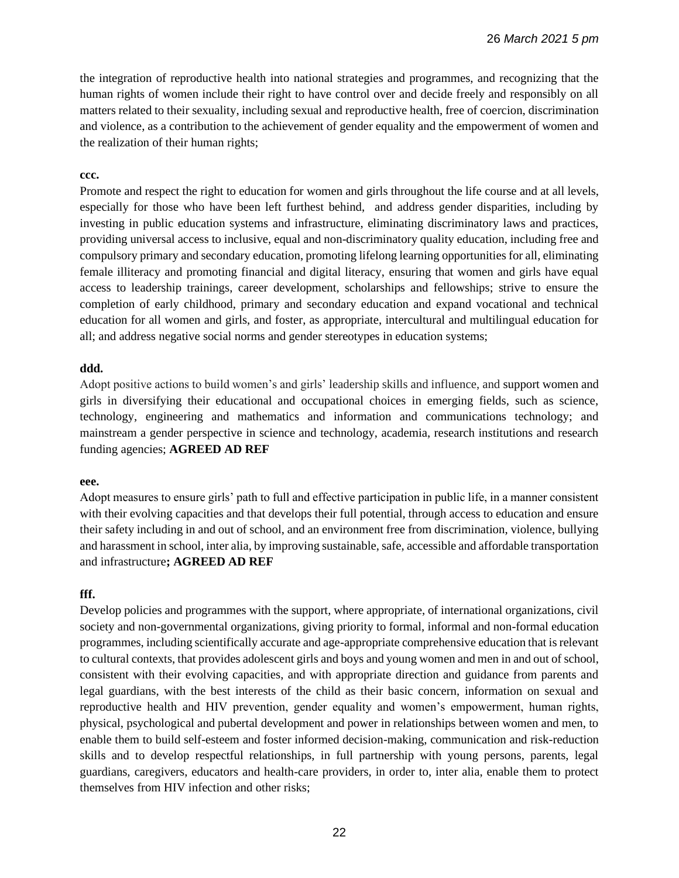the integration of reproductive health into national strategies and programmes, and recognizing that the human rights of women include their right to have control over and decide freely and responsibly on all matters related to their sexuality, including sexual and reproductive health, free of coercion, discrimination and violence, as a contribution to the achievement of gender equality and the empowerment of women and the realization of their human rights;

**ccc.**

Promote and respect the right to education for women and girls throughout the life course and at all levels, especially for those who have been left furthest behind, and address gender disparities, including by investing in public education systems and infrastructure, eliminating discriminatory laws and practices, providing universal access to inclusive, equal and non-discriminatory quality education, including free and compulsory primary and secondary education, promoting lifelong learning opportunities for all, eliminating female illiteracy and promoting financial and digital literacy, ensuring that women and girls have equal access to leadership trainings, career development, scholarships and fellowships; strive to ensure the completion of early childhood, primary and secondary education and expand vocational and technical education for all women and girls, and foster, as appropriate, intercultural and multilingual education for all; and address negative social norms and gender stereotypes in education systems;

**ddd.**

Adopt positive actions to build women's and girls' leadership skills and influence, and support women and girls in diversifying their educational and occupational choices in emerging fields, such as science, technology, engineering and mathematics and information and communications technology; and mainstream a gender perspective in science and technology, academia, research institutions and research funding agencies; **AGREED AD REF**

**eee.**

Adopt measures to ensure girls' path to full and effective participation in public life, in a manner consistent with their evolving capacities and that develops their full potential, through access to education and ensure their safety including in and out of school, and an environment free from discrimination, violence, bullying and harassment in school, inter alia, by improving sustainable, safe, accessible and affordable transportation and infrastructure**; AGREED AD REF**

**fff.**

Develop policies and programmes with the support, where appropriate, of international organizations, civil society and non-governmental organizations, giving priority to formal, informal and non-formal education programmes, including scientifically accurate and age-appropriate comprehensive education that is relevant to cultural contexts, that provides adolescent girls and boys and young women and men in and out of school, consistent with their evolving capacities, and with appropriate direction and guidance from parents and legal guardians, with the best interests of the child as their basic concern, information on sexual and reproductive health and HIV prevention, gender equality and women's empowerment, human rights, physical, psychological and pubertal development and power in relationships between women and men, to enable them to build self-esteem and foster informed decision-making, communication and risk-reduction skills and to develop respectful relationships, in full partnership with young persons, parents, legal guardians, caregivers, educators and health-care providers, in order to, inter alia, enable them to protect themselves from HIV infection and other risks;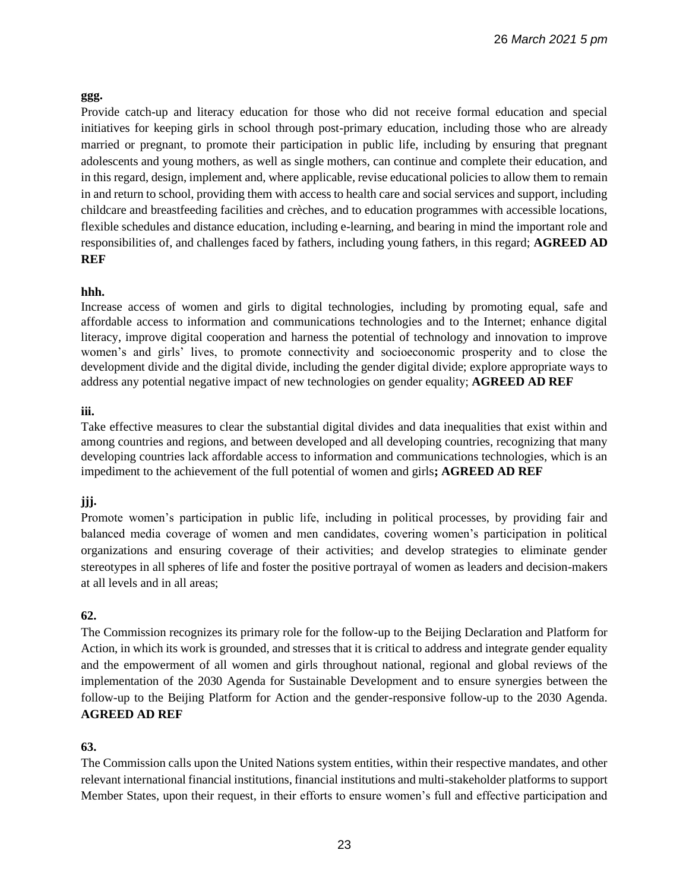**ggg.**

Provide catch-up and literacy education for those who did not receive formal education and special initiatives for keeping girls in school through post-primary education, including those who are already married or pregnant, to promote their participation in public life, including by ensuring that pregnant adolescents and young mothers, as well as single mothers, can continue and complete their education, and in this regard, design, implement and, where applicable, revise educational policies to allow them to remain in and return to school, providing them with access to health care and social services and support, including childcare and breastfeeding facilities and crèches, and to education programmes with accessible locations, flexible schedules and distance education, including e-learning, and bearing in mind the important role and responsibilities of, and challenges faced by fathers, including young fathers, in this regard; **AGREED AD REF**

**hhh.**

Increase access of women and girls to digital technologies, including by promoting equal, safe and affordable access to information and communications technologies and to the Internet; enhance digital literacy, improve digital cooperation and harness the potential of technology and innovation to improve women's and girls' lives, to promote connectivity and socioeconomic prosperity and to close the development divide and the digital divide, including the gender digital divide; explore appropriate ways to address any potential negative impact of new technologies on gender equality; **AGREED AD REF**

**iii.**

Take effective measures to clear the substantial digital divides and data inequalities that exist within and among countries and regions, and between developed and all developing countries, recognizing that many developing countries lack affordable access to information and communications technologies, which is an impediment to the achievement of the full potential of women and girls**; AGREED AD REF**

**jjj.**

Promote women's participation in public life, including in political processes, by providing fair and balanced media coverage of women and men candidates, covering women's participation in political organizations and ensuring coverage of their activities; and develop strategies to eliminate gender stereotypes in all spheres of life and foster the positive portrayal of women as leaders and decision-makers at all levels and in all areas;

**62.**

The Commission recognizes its primary role for the follow-up to the Beijing Declaration and Platform for Action, in which its work is grounded, and stresses that it is critical to address and integrate gender equality and the empowerment of all women and girls throughout national, regional and global reviews of the implementation of the 2030 Agenda for Sustainable Development and to ensure synergies between the follow-up to the Beijing Platform for Action and the gender-responsive follow-up to the 2030 Agenda. **AGREED AD REF**

**63.**

The Commission calls upon the United Nations system entities, within their respective mandates, and other relevant international financial institutions, financial institutions and multi-stakeholder platforms to support Member States, upon their request, in their efforts to ensure women's full and effective participation and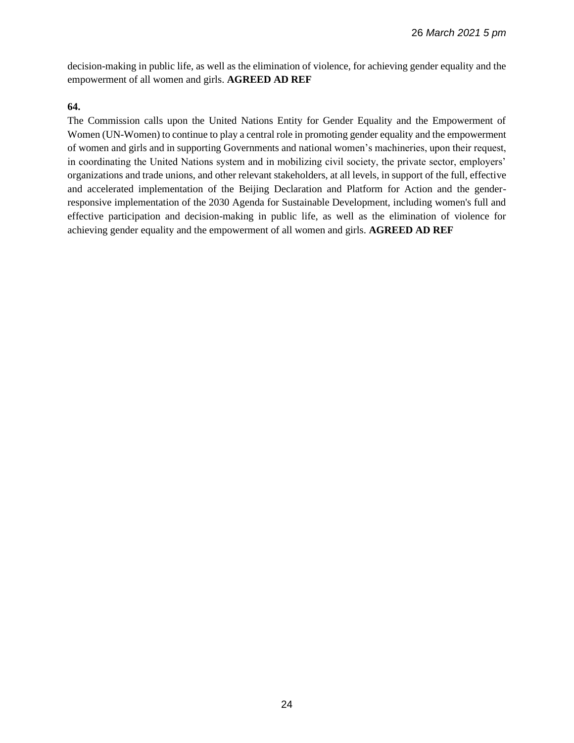decision-making in public life, as well as the elimination of violence, for achieving gender equality and the empowerment of all women and girls. **AGREED AD REF**

**64.**

The Commission calls upon the United Nations Entity for Gender Equality and the Empowerment of Women (UN-Women) to continue to play a central role in promoting gender equality and the empowerment of women and girls and in supporting Governments and national women's machineries, upon their request, in coordinating the United Nations system and in mobilizing civil society, the private sector, employers' organizations and trade unions, and other relevant stakeholders, at all levels, in support of the full, effective and accelerated implementation of the Beijing Declaration and Platform for Action and the gender-responsive implementation of the 2030 Agenda for Sustainable Development, including women's full and effective participation and decision-making in public life, as well as the elimination of violence for achieving gender equality and the empowerment of all women and girls. **AGREED AD REF**